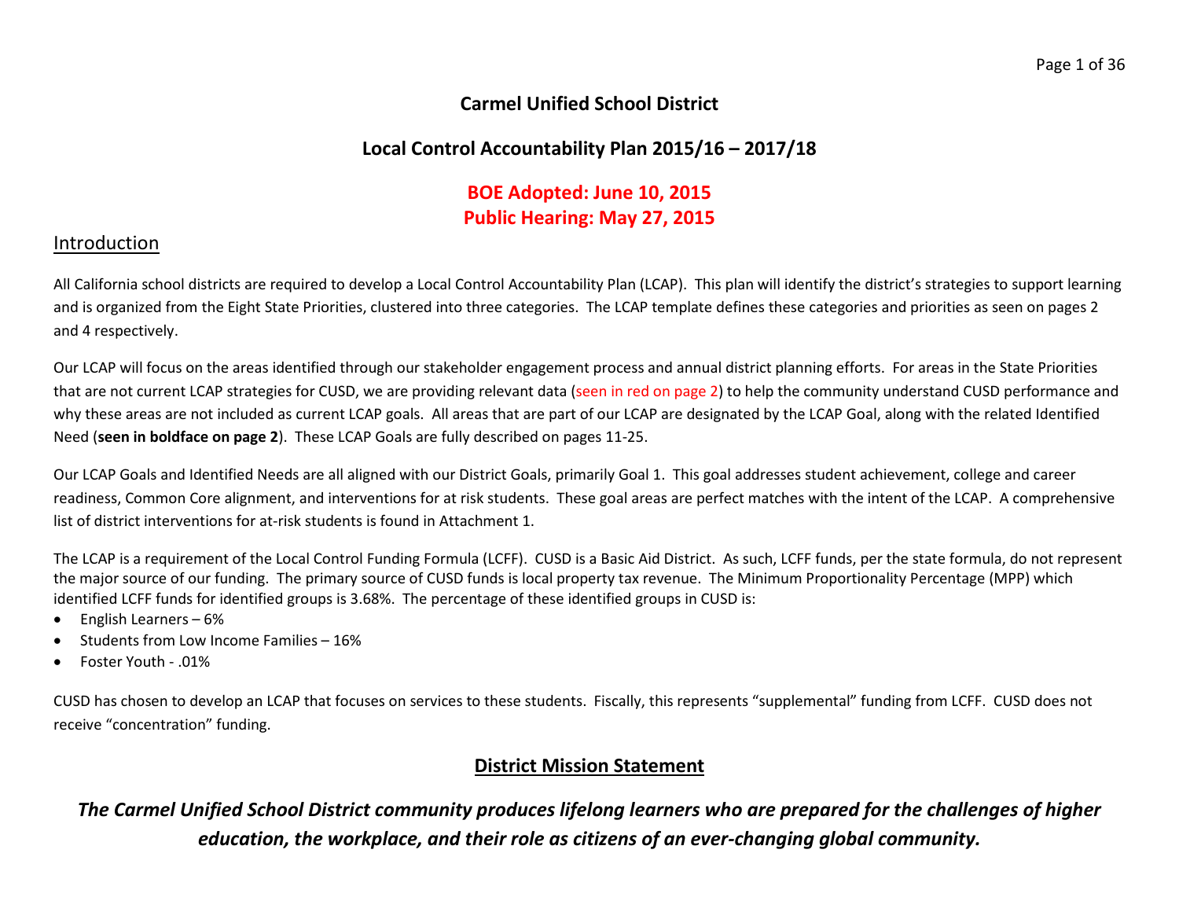# Carmel Unified School District

## Local Control Accountability Plan 2015/16 – 2017/18

**BOE Adopted: June 10, 2015**
**Public Hearing: May 27, 2015**

## Introduction

All California school districts are required to develop a Local Control Accountability Plan (LCAP). This plan will identify the district's strategies to support learning and is organized from the Eight State Priorities, clustered into three categories. The LCAP template defines these categories and priorities as seen on pages 2 and 4 respectively.

Our LCAP will focus on the areas identified through our stakeholder engagement process and annual district planning efforts. For areas in the State Priorities that are not current LCAP strategies for CUSD, we are providing relevant data (seen in red on page 2) to help the community understand CUSD performance and why these areas are not included as current LCAP goals. All areas that are part of our LCAP are designated by the LCAP Goal, along with the related Identified Need (**seen in boldface on page 2**). These LCAP Goals are fully described on pages 11-25.

Our LCAP Goals and Identified Needs are all aligned with our District Goals, primarily Goal 1. This goal addresses student achievement, college and career readiness, Common Core alignment, and interventions for at risk students. These goal areas are perfect matches with the intent of the LCAP. A comprehensive list of district interventions for at-risk students is found in Attachment 1.

The LCAP is a requirement of the Local Control Funding Formula (LCFF). CUSD is a Basic Aid District. As such, LCFF funds, per the state formula, do not represent the major source of our funding. The primary source of CUSD funds is local property tax revenue. The Minimum Proportionality Percentage (MPP) which identified LCFF funds for identified groups is 3.68%. The percentage of these identified groups in CUSD is:

- English Learners – 6%
- Students from Low Income Families – 16%
- Foster Youth - .01%

CUSD has chosen to develop an LCAP that focuses on services to these students. Fiscally, this represents "supplemental" funding from LCFF. CUSD does not receive "concentration" funding.

## District Mission Statement

***The Carmel Unified School District community produces lifelong learners who are prepared for the challenges of higher education, the workplace, and their role as citizens of an ever-changing global community.***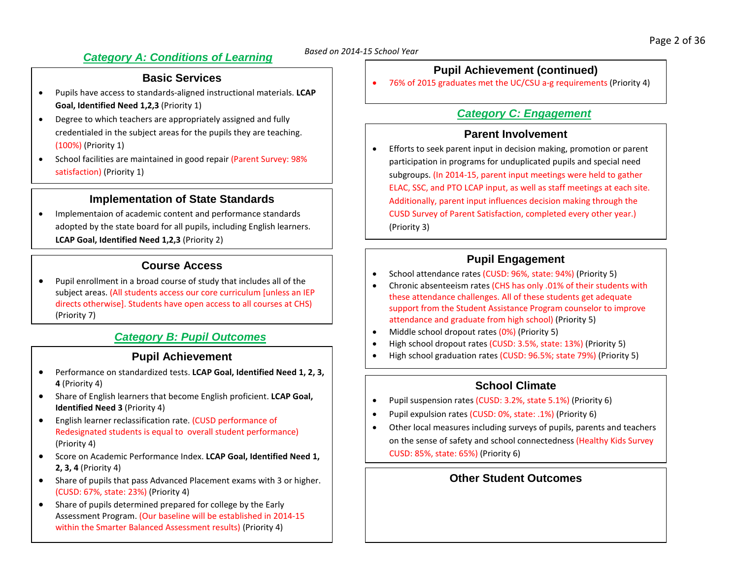*Based on 2014-15 School Year*

## *Category A: Conditions of Learning*

### Basic Services

- Pupils have access to standards-aligned instructional materials. **LCAP Goal, Identified Need 1,2,3** (Priority 1)
- Degree to which teachers are appropriately assigned and fully credentialed in the subject areas for the pupils they are teaching. (100%) (Priority 1)
- School facilities are maintained in good repair (Parent Survey: 98% satisfaction) (Priority 1)

### Implementation of State Standards

- Implementaion of academic content and performance standards adopted by the state board for all pupils, including English learners. **LCAP Goal, Identified Need 1,2,3** (Priority 2)

### Course Access

- Pupil enrollment in a broad course of study that includes all of the subject areas. (All students access our core curriculum [unless an IEP directs otherwise]. Students have open access to all courses at CHS) (Priority 7)

## *Category B: Pupil Outcomes*

### Pupil Achievement

- Performance on standardized tests. **LCAP Goal, Identified Need 1, 2, 3, 4** (Priority 4)
- Share of English learners that become English proficient. **LCAP Goal, Identified Need 3** (Priority 4)
- English learner reclassification rate. (CUSD performance of Redesignated students is equal to overall student performance) (Priority 4)
- Score on Academic Performance Index. **LCAP Goal, Identified Need 1, 2, 3, 4** (Priority 4)
- Share of pupils that pass Advanced Placement exams with 3 or higher. (CUSD: 67%, state: 23%) (Priority 4)
- Share of pupils determined prepared for college by the Early Assessment Program. (Our baseline will be established in 2014-15 within the Smarter Balanced Assessment results) (Priority 4)

### Pupil Achievement (continued)

- 76% of 2015 graduates met the UC/CSU a-g requirements (Priority 4)

## *Category C: Engagement*

### Parent Involvement

- Efforts to seek parent input in decision making, promotion or parent participation in programs for unduplicated pupils and special need subgroups. (In 2014-15, parent input meetings were held to gather ELAC, SSC, and PTO LCAP input, as well as staff meetings at each site. Additionally, parent input influences decision making through the CUSD Survey of Parent Satisfaction, completed every other year.) (Priority 3)

### Pupil Engagement

- School attendance rates (CUSD: 96%, state: 94%) (Priority 5)
- Chronic absenteeism rates (CHS has only .01% of their students with these attendance challenges. All of these students get adequate support from the Student Assistance Program counselor to improve attendance and graduate from high school) (Priority 5)
- Middle school dropout rates (0%) (Priority 5)
- High school dropout rates (CUSD: 3.5%, state: 13%) (Priority 5)
- High school graduation rates (CUSD: 96.5%; state 79%) (Priority 5)

### School Climate

- Pupil suspension rates (CUSD: 3.2%, state 5.1%) (Priority 6)
- Pupil expulsion rates (CUSD: 0%, state: .1%) (Priority 6)
- Other local measures including surveys of pupils, parents and teachers on the sense of safety and school connectedness (Healthy Kids Survey CUSD: 85%, state: 65%) (Priority 6)

### Other Student Outcomes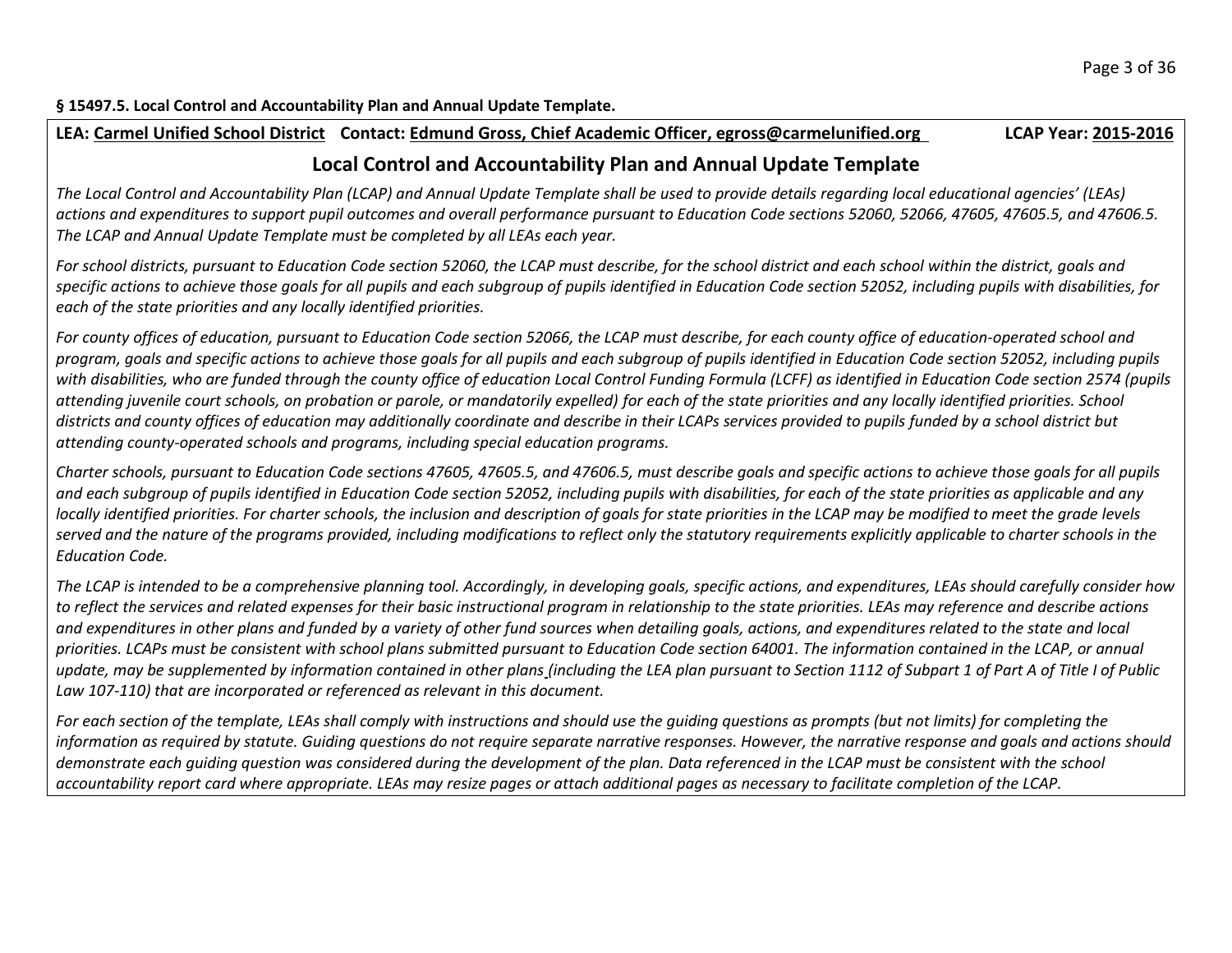**§ 15497.5. Local Control and Accountability Plan and Annual Update Template.**

**LEA: Carmel Unified School District   Contact: Edmund Gross, Chief Academic Officer, egross@carmelunified.org   LCAP Year: 2015-2016**

## Local Control and Accountability Plan and Annual Update Template

*The Local Control and Accountability Plan (LCAP) and Annual Update Template shall be used to provide details regarding local educational agencies' (LEAs) actions and expenditures to support pupil outcomes and overall performance pursuant to Education Code sections 52060, 52066, 47605, 47605.5, and 47606.5. The LCAP and Annual Update Template must be completed by all LEAs each year.*

*For school districts, pursuant to Education Code section 52060, the LCAP must describe, for the school district and each school within the district, goals and specific actions to achieve those goals for all pupils and each subgroup of pupils identified in Education Code section 52052, including pupils with disabilities, for each of the state priorities and any locally identified priorities.*

*For county offices of education, pursuant to Education Code section 52066, the LCAP must describe, for each county office of education-operated school and program, goals and specific actions to achieve those goals for all pupils and each subgroup of pupils identified in Education Code section 52052, including pupils with disabilities, who are funded through the county office of education Local Control Funding Formula (LCFF) as identified in Education Code section 2574 (pupils attending juvenile court schools, on probation or parole, or mandatorily expelled) for each of the state priorities and any locally identified priorities. School districts and county offices of education may additionally coordinate and describe in their LCAPs services provided to pupils funded by a school district but attending county-operated schools and programs, including special education programs.*

*Charter schools, pursuant to Education Code sections 47605, 47605.5, and 47606.5, must describe goals and specific actions to achieve those goals for all pupils and each subgroup of pupils identified in Education Code section 52052, including pupils with disabilities, for each of the state priorities as applicable and any locally identified priorities. For charter schools, the inclusion and description of goals for state priorities in the LCAP may be modified to meet the grade levels served and the nature of the programs provided, including modifications to reflect only the statutory requirements explicitly applicable to charter schools in the Education Code.*

*The LCAP is intended to be a comprehensive planning tool. Accordingly, in developing goals, specific actions, and expenditures, LEAs should carefully consider how to reflect the services and related expenses for their basic instructional program in relationship to the state priorities. LEAs may reference and describe actions and expenditures in other plans and funded by a variety of other fund sources when detailing goals, actions, and expenditures related to the state and local priorities. LCAPs must be consistent with school plans submitted pursuant to Education Code section 64001. The information contained in the LCAP, or annual update, may be supplemented by information contained in other plans (including the LEA plan pursuant to Section 1112 of Subpart 1 of Part A of Title I of Public Law 107-110) that are incorporated or referenced as relevant in this document.*

*For each section of the template, LEAs shall comply with instructions and should use the guiding questions as prompts (but not limits) for completing the information as required by statute. Guiding questions do not require separate narrative responses. However, the narrative response and goals and actions should demonstrate each guiding question was considered during the development of the plan. Data referenced in the LCAP must be consistent with the school accountability report card where appropriate. LEAs may resize pages or attach additional pages as necessary to facilitate completion of the LCAP.*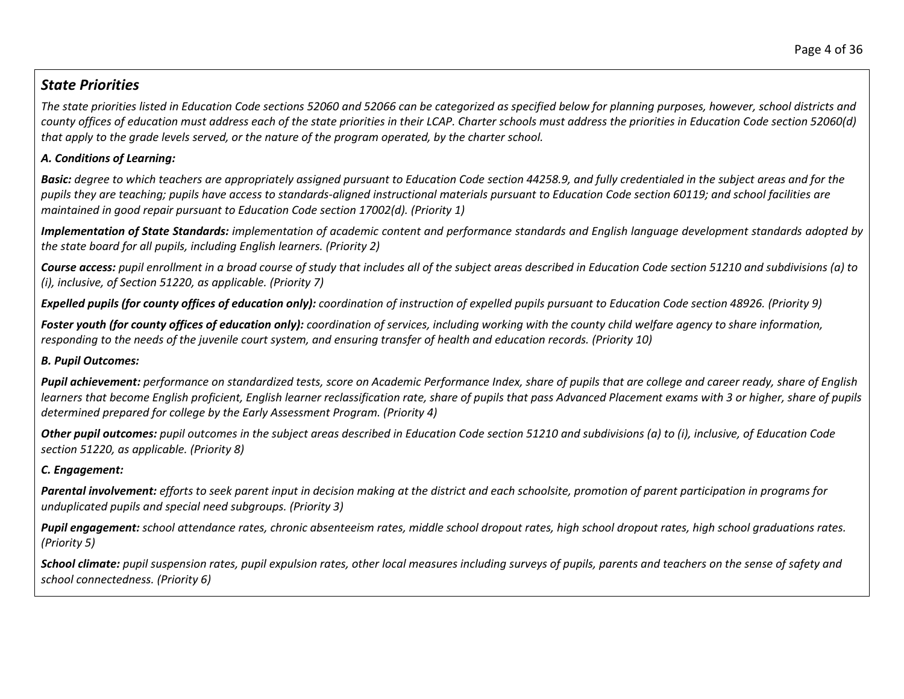## *State Priorities*

*The state priorities listed in Education Code sections 52060 and 52066 can be categorized as specified below for planning purposes, however, school districts and county offices of education must address each of the state priorities in their LCAP. Charter schools must address the priorities in Education Code section 52060(d) that apply to the grade levels served, or the nature of the program operated, by the charter school.*

***A. Conditions of Learning:***

***Basic:*** *degree to which teachers are appropriately assigned pursuant to Education Code section 44258.9, and fully credentialed in the subject areas and for the pupils they are teaching; pupils have access to standards-aligned instructional materials pursuant to Education Code section 60119; and school facilities are maintained in good repair pursuant to Education Code section 17002(d). (Priority 1)*

***Implementation of State Standards:*** *implementation of academic content and performance standards and English language development standards adopted by the state board for all pupils, including English learners. (Priority 2)*

***Course access:*** *pupil enrollment in a broad course of study that includes all of the subject areas described in Education Code section 51210 and subdivisions (a) to (i), inclusive, of Section 51220, as applicable. (Priority 7)*

***Expelled pupils (for county offices of education only):*** *coordination of instruction of expelled pupils pursuant to Education Code section 48926. (Priority 9)*

***Foster youth (for county offices of education only):*** *coordination of services, including working with the county child welfare agency to share information, responding to the needs of the juvenile court system, and ensuring transfer of health and education records. (Priority 10)*

***B. Pupil Outcomes:***

***Pupil achievement:*** *performance on standardized tests, score on Academic Performance Index, share of pupils that are college and career ready, share of English learners that become English proficient, English learner reclassification rate, share of pupils that pass Advanced Placement exams with 3 or higher, share of pupils determined prepared for college by the Early Assessment Program. (Priority 4)*

***Other pupil outcomes:*** *pupil outcomes in the subject areas described in Education Code section 51210 and subdivisions (a) to (i), inclusive, of Education Code section 51220, as applicable. (Priority 8)*

***C. Engagement:***

***Parental involvement:*** *efforts to seek parent input in decision making at the district and each schoolsite, promotion of parent participation in programs for unduplicated pupils and special need subgroups. (Priority 3)*

***Pupil engagement:*** *school attendance rates, chronic absenteeism rates, middle school dropout rates, high school dropout rates, high school graduations rates. (Priority 5)*

***School climate:*** *pupil suspension rates, pupil expulsion rates, other local measures including surveys of pupils, parents and teachers on the sense of safety and school connectedness. (Priority 6)*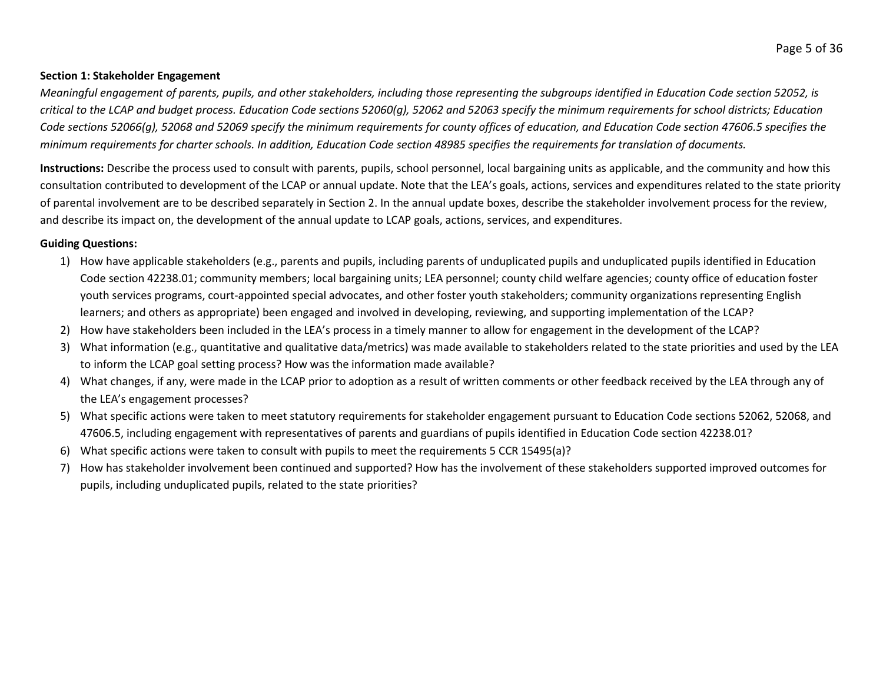**Section 1: Stakeholder Engagement**

*Meaningful engagement of parents, pupils, and other stakeholders, including those representing the subgroups identified in Education Code section 52052, is critical to the LCAP and budget process. Education Code sections 52060(g), 52062 and 52063 specify the minimum requirements for school districts; Education Code sections 52066(g), 52068 and 52069 specify the minimum requirements for county offices of education, and Education Code section 47606.5 specifies the minimum requirements for charter schools. In addition, Education Code section 48985 specifies the requirements for translation of documents.*

**Instructions:** Describe the process used to consult with parents, pupils, school personnel, local bargaining units as applicable, and the community and how this consultation contributed to development of the LCAP or annual update. Note that the LEA's goals, actions, services and expenditures related to the state priority of parental involvement are to be described separately in Section 2. In the annual update boxes, describe the stakeholder involvement process for the review, and describe its impact on, the development of the annual update to LCAP goals, actions, services, and expenditures.

**Guiding Questions:**

1) How have applicable stakeholders (e.g., parents and pupils, including parents of unduplicated pupils and unduplicated pupils identified in Education Code section 42238.01; community members; local bargaining units; LEA personnel; county child welfare agencies; county office of education foster youth services programs, court-appointed special advocates, and other foster youth stakeholders; community organizations representing English learners; and others as appropriate) been engaged and involved in developing, reviewing, and supporting implementation of the LCAP?
2) How have stakeholders been included in the LEA's process in a timely manner to allow for engagement in the development of the LCAP?
3) What information (e.g., quantitative and qualitative data/metrics) was made available to stakeholders related to the state priorities and used by the LEA to inform the LCAP goal setting process? How was the information made available?
4) What changes, if any, were made in the LCAP prior to adoption as a result of written comments or other feedback received by the LEA through any of the LEA's engagement processes?
5) What specific actions were taken to meet statutory requirements for stakeholder engagement pursuant to Education Code sections 52062, 52068, and 47606.5, including engagement with representatives of parents and guardians of pupils identified in Education Code section 42238.01?
6) What specific actions were taken to consult with pupils to meet the requirements 5 CCR 15495(a)?
7) How has stakeholder involvement been continued and supported? How has the involvement of these stakeholders supported improved outcomes for pupils, including unduplicated pupils, related to the state priorities?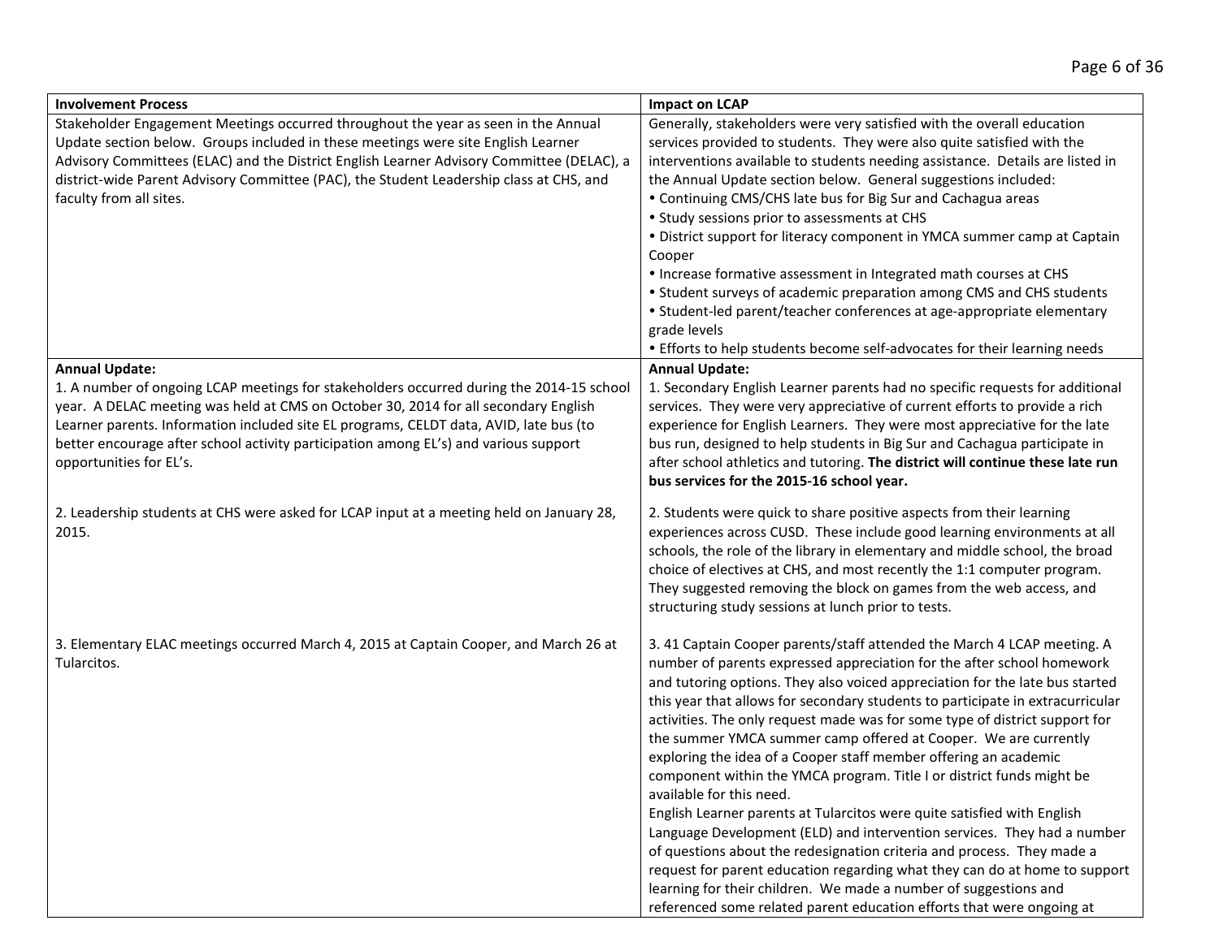| Involvement Process | Impact on LCAP |
|---|---|
| Stakeholder Engagement Meetings occurred throughout the year as seen in the Annual Update section below. Groups included in these meetings were site English Learner Advisory Committees (ELAC) and the District English Learner Advisory Committee (DELAC), a district-wide Parent Advisory Committee (PAC), the Student Leadership class at CHS, and faculty from all sites. | Generally, stakeholders were very satisfied with the overall education services provided to students. They were also quite satisfied with the interventions available to students needing assistance. Details are listed in the Annual Update section below. General suggestions included:<br>• Continuing CMS/CHS late bus for Big Sur and Cachagua areas<br>• Study sessions prior to assessments at CHS<br>• District support for literacy component in YMCA summer camp at Captain Cooper<br>• Increase formative assessment in Integrated math courses at CHS<br>• Student surveys of academic preparation among CMS and CHS students<br>• Student-led parent/teacher conferences at age-appropriate elementary grade levels<br>• Efforts to help students become self-advocates for their learning needs |
| **Annual Update:**<br>1. A number of ongoing LCAP meetings for stakeholders occurred during the 2014-15 school year. A DELAC meeting was held at CMS on October 30, 2014 for all secondary English Learner parents. Information included site EL programs, CELDT data, AVID, late bus (to better encourage after school activity participation among EL's) and various support opportunities for EL's.<br><br>2. Leadership students at CHS were asked for LCAP input at a meeting held on January 28, 2015.<br><br>3. Elementary ELAC meetings occurred March 4, 2015 at Captain Cooper, and March 26 at Tularcitos. | **Annual Update:**<br>1. Secondary English Learner parents had no specific requests for additional services. They were very appreciative of current efforts to provide a rich experience for English Learners. They were most appreciative for the late bus run, designed to help students in Big Sur and Cachagua participate in after school athletics and tutoring. **The district will continue these late run bus services for the 2015-16 school year.**<br><br>2. Students were quick to share positive aspects from their learning experiences across CUSD. These include good learning environments at all schools, the role of the library in elementary and middle school, the broad choice of electives at CHS, and most recently the 1:1 computer program. They suggested removing the block on games from the web access, and structuring study sessions at lunch prior to tests.<br><br>3. 41 Captain Cooper parents/staff attended the March 4 LCAP meeting. A number of parents expressed appreciation for the after school homework and tutoring options. They also voiced appreciation for the late bus started this year that allows for secondary students to participate in extracurricular activities. The only request made was for some type of district support for the summer YMCA summer camp offered at Cooper. We are currently exploring the idea of a Cooper staff member offering an academic component within the YMCA program. Title I or district funds might be available for this need.<br>English Learner parents at Tularcitos were quite satisfied with English Language Development (ELD) and intervention services. They had a number of questions about the redesignation criteria and process. They made a request for parent education regarding what they can do at home to support learning for their children. We made a number of suggestions and referenced some related parent education efforts that were ongoing at |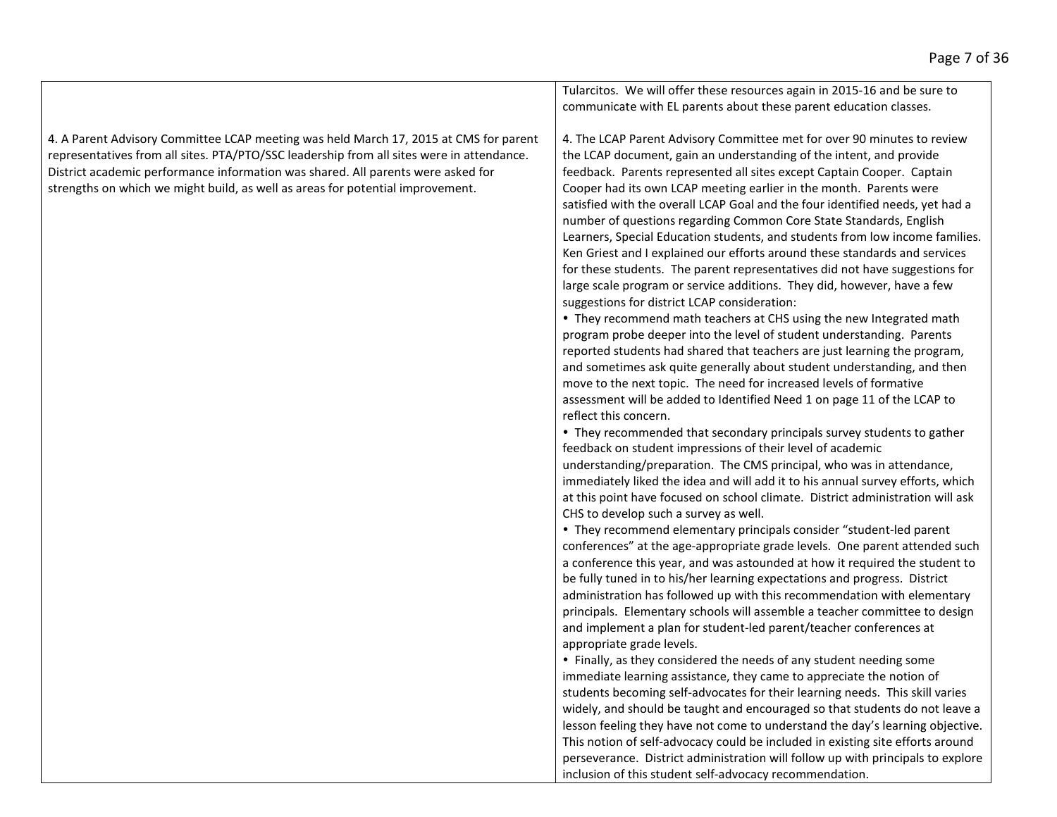| | |
|---|---|
| | Tularcitos. We will offer these resources again in 2015-16 and be sure to communicate with EL parents about these parent education classes. |
| 4. A Parent Advisory Committee LCAP meeting was held March 17, 2015 at CMS for parent representatives from all sites. PTA/PTO/SSC leadership from all sites were in attendance. District academic performance information was shared. All parents were asked for strengths on which we might build, as well as areas for potential improvement. | 4. The LCAP Parent Advisory Committee met for over 90 minutes to review the LCAP document, gain an understanding of the intent, and provide feedback. Parents represented all sites except Captain Cooper. Captain Cooper had its own LCAP meeting earlier in the month. Parents were satisfied with the overall LCAP Goal and the four identified needs, yet had a number of questions regarding Common Core State Standards, English Learners, Special Education students, and students from low income families. Ken Griest and I explained our efforts around these standards and services for these students. The parent representatives did not have suggestions for large scale program or service additions. They did, however, have a few suggestions for district LCAP consideration:<br>• They recommend math teachers at CHS using the new Integrated math program probe deeper into the level of student understanding. Parents reported students had shared that teachers are just learning the program, and sometimes ask quite generally about student understanding, and then move to the next topic. The need for increased levels of formative assessment will be added to Identified Need 1 on page 11 of the LCAP to reflect this concern.<br>• They recommended that secondary principals survey students to gather feedback on student impressions of their level of academic understanding/preparation. The CMS principal, who was in attendance, immediately liked the idea and will add it to his annual survey efforts, which at this point have focused on school climate. District administration will ask CHS to develop such a survey as well.<br>• They recommend elementary principals consider "student-led parent conferences" at the age-appropriate grade levels. One parent attended such a conference this year, and was astounded at how it required the student to be fully tuned in to his/her learning expectations and progress. District administration has followed up with this recommendation with elementary principals. Elementary schools will assemble a teacher committee to design and implement a plan for student-led parent/teacher conferences at appropriate grade levels.<br>• Finally, as they considered the needs of any student needing some immediate learning assistance, they came to appreciate the notion of students becoming self-advocates for their learning needs. This skill varies widely, and should be taught and encouraged so that students do not leave a lesson feeling they have not come to understand the day's learning objective. This notion of self-advocacy could be included in existing site efforts around perseverance. District administration will follow up with principals to explore inclusion of this student self-advocacy recommendation. |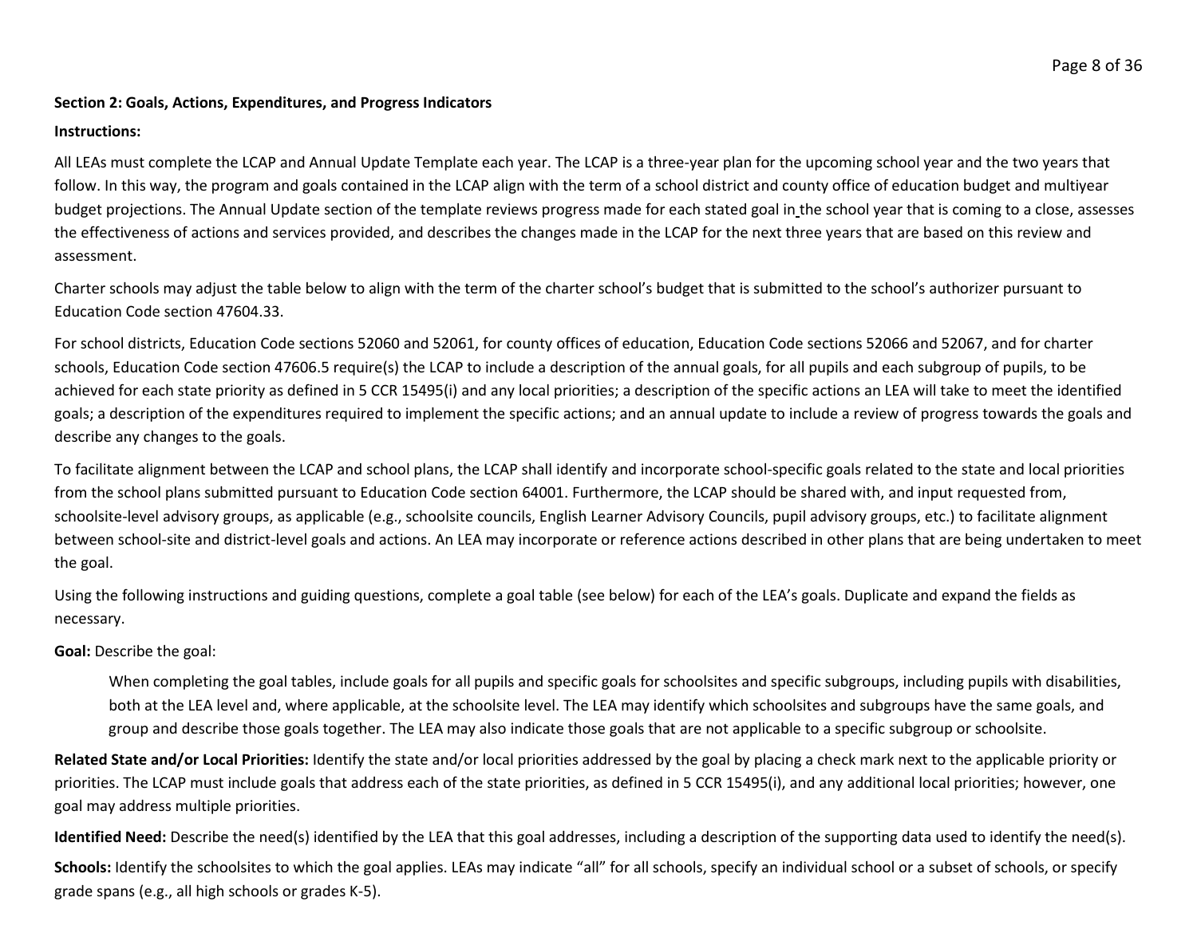**Section 2: Goals, Actions, Expenditures, and Progress Indicators**

**Instructions:**

All LEAs must complete the LCAP and Annual Update Template each year. The LCAP is a three-year plan for the upcoming school year and the two years that follow. In this way, the program and goals contained in the LCAP align with the term of a school district and county office of education budget and multiyear budget projections. The Annual Update section of the template reviews progress made for each stated goal in the school year that is coming to a close, assesses the effectiveness of actions and services provided, and describes the changes made in the LCAP for the next three years that are based on this review and assessment.

Charter schools may adjust the table below to align with the term of the charter school's budget that is submitted to the school's authorizer pursuant to Education Code section 47604.33.

For school districts, Education Code sections 52060 and 52061, for county offices of education, Education Code sections 52066 and 52067, and for charter schools, Education Code section 47606.5 require(s) the LCAP to include a description of the annual goals, for all pupils and each subgroup of pupils, to be achieved for each state priority as defined in 5 CCR 15495(i) and any local priorities; a description of the specific actions an LEA will take to meet the identified goals; a description of the expenditures required to implement the specific actions; and an annual update to include a review of progress towards the goals and describe any changes to the goals.

To facilitate alignment between the LCAP and school plans, the LCAP shall identify and incorporate school-specific goals related to the state and local priorities from the school plans submitted pursuant to Education Code section 64001. Furthermore, the LCAP should be shared with, and input requested from, schoolsite-level advisory groups, as applicable (e.g., schoolsite councils, English Learner Advisory Councils, pupil advisory groups, etc.) to facilitate alignment between school-site and district-level goals and actions. An LEA may incorporate or reference actions described in other plans that are being undertaken to meet the goal.

Using the following instructions and guiding questions, complete a goal table (see below) for each of the LEA's goals. Duplicate and expand the fields as necessary.

**Goal:** Describe the goal:

> When completing the goal tables, include goals for all pupils and specific goals for schoolsites and specific subgroups, including pupils with disabilities, both at the LEA level and, where applicable, at the schoolsite level. The LEA may identify which schoolsites and subgroups have the same goals, and group and describe those goals together. The LEA may also indicate those goals that are not applicable to a specific subgroup or schoolsite.

**Related State and/or Local Priorities:** Identify the state and/or local priorities addressed by the goal by placing a check mark next to the applicable priority or priorities. The LCAP must include goals that address each of the state priorities, as defined in 5 CCR 15495(i), and any additional local priorities; however, one goal may address multiple priorities.

**Identified Need:** Describe the need(s) identified by the LEA that this goal addresses, including a description of the supporting data used to identify the need(s).

**Schools:** Identify the schoolsites to which the goal applies. LEAs may indicate "all" for all schools, specify an individual school or a subset of schools, or specify grade spans (e.g., all high schools or grades K-5).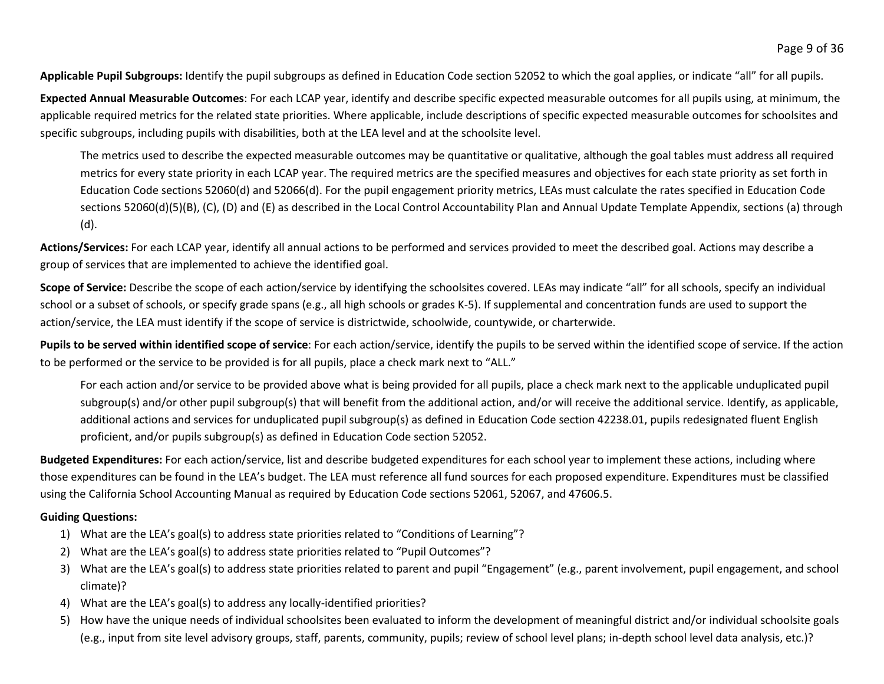**Applicable Pupil Subgroups:** Identify the pupil subgroups as defined in Education Code section 52052 to which the goal applies, or indicate "all" for all pupils.

**Expected Annual Measurable Outcomes**: For each LCAP year, identify and describe specific expected measurable outcomes for all pupils using, at minimum, the applicable required metrics for the related state priorities. Where applicable, include descriptions of specific expected measurable outcomes for schoolsites and specific subgroups, including pupils with disabilities, both at the LEA level and at the schoolsite level.

> The metrics used to describe the expected measurable outcomes may be quantitative or qualitative, although the goal tables must address all required metrics for every state priority in each LCAP year. The required metrics are the specified measures and objectives for each state priority as set forth in Education Code sections 52060(d) and 52066(d). For the pupil engagement priority metrics, LEAs must calculate the rates specified in Education Code sections 52060(d)(5)(B), (C), (D) and (E) as described in the Local Control Accountability Plan and Annual Update Template Appendix, sections (a) through (d).

**Actions/Services:** For each LCAP year, identify all annual actions to be performed and services provided to meet the described goal. Actions may describe a group of services that are implemented to achieve the identified goal.

**Scope of Service:** Describe the scope of each action/service by identifying the schoolsites covered. LEAs may indicate "all" for all schools, specify an individual school or a subset of schools, or specify grade spans (e.g., all high schools or grades K-5). If supplemental and concentration funds are used to support the action/service, the LEA must identify if the scope of service is districtwide, schoolwide, countywide, or charterwide.

**Pupils to be served within identified scope of service**: For each action/service, identify the pupils to be served within the identified scope of service. If the action to be performed or the service to be provided is for all pupils, place a check mark next to "ALL."

> For each action and/or service to be provided above what is being provided for all pupils, place a check mark next to the applicable unduplicated pupil subgroup(s) and/or other pupil subgroup(s) that will benefit from the additional action, and/or will receive the additional service. Identify, as applicable, additional actions and services for unduplicated pupil subgroup(s) as defined in Education Code section 42238.01, pupils redesignated fluent English proficient, and/or pupils subgroup(s) as defined in Education Code section 52052.

**Budgeted Expenditures:** For each action/service, list and describe budgeted expenditures for each school year to implement these actions, including where those expenditures can be found in the LEA's budget. The LEA must reference all fund sources for each proposed expenditure. Expenditures must be classified using the California School Accounting Manual as required by Education Code sections 52061, 52067, and 47606.5.

**Guiding Questions:**

1) What are the LEA's goal(s) to address state priorities related to "Conditions of Learning"?
2) What are the LEA's goal(s) to address state priorities related to "Pupil Outcomes"?
3) What are the LEA's goal(s) to address state priorities related to parent and pupil "Engagement" (e.g., parent involvement, pupil engagement, and school climate)?
4) What are the LEA's goal(s) to address any locally-identified priorities?
5) How have the unique needs of individual schoolsites been evaluated to inform the development of meaningful district and/or individual schoolsite goals (e.g., input from site level advisory groups, staff, parents, community, pupils; review of school level plans; in-depth school level data analysis, etc.)?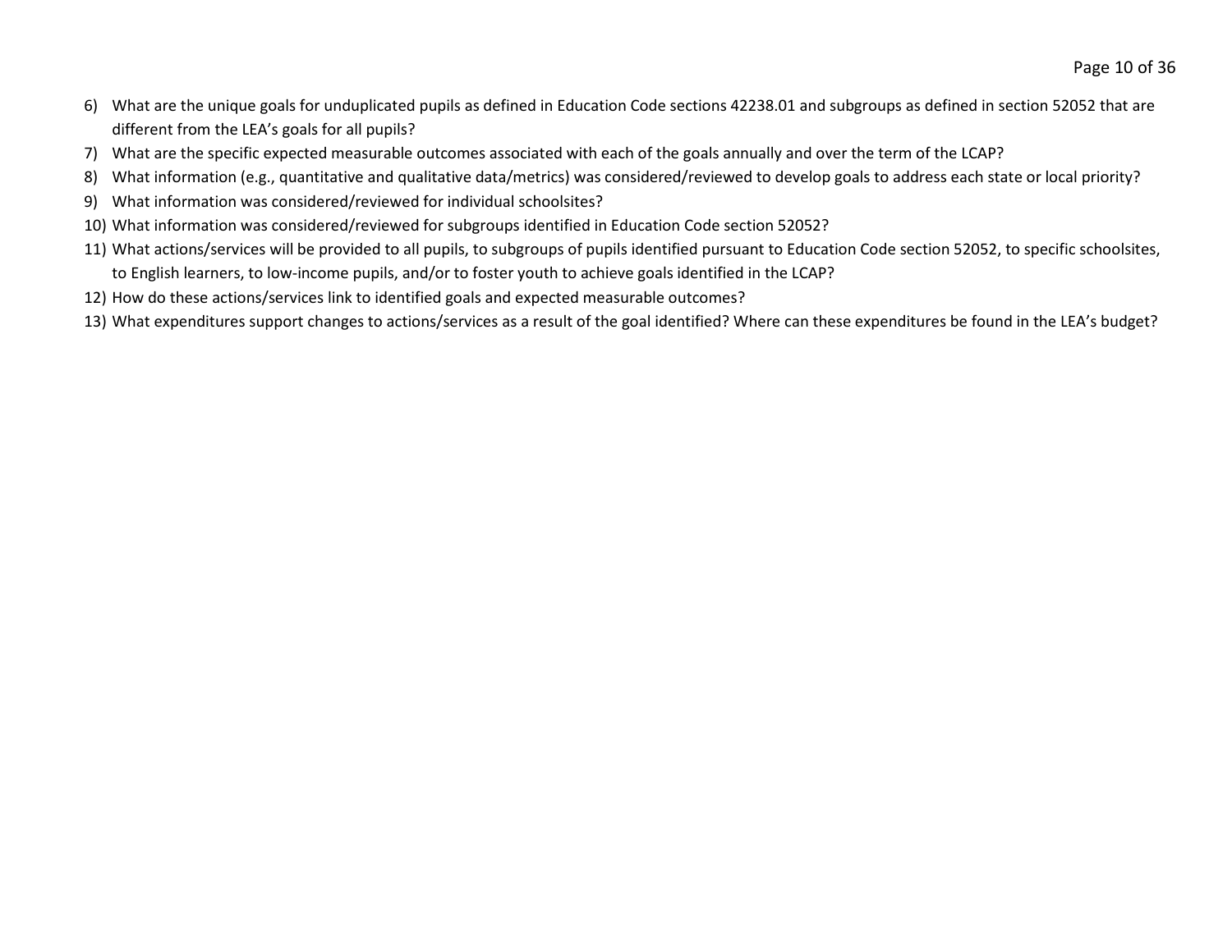6) What are the unique goals for unduplicated pupils as defined in Education Code sections 42238.01 and subgroups as defined in section 52052 that are different from the LEA's goals for all pupils?
7) What are the specific expected measurable outcomes associated with each of the goals annually and over the term of the LCAP?
8) What information (e.g., quantitative and qualitative data/metrics) was considered/reviewed to develop goals to address each state or local priority?
9) What information was considered/reviewed for individual schoolsites?
10) What information was considered/reviewed for subgroups identified in Education Code section 52052?
11) What actions/services will be provided to all pupils, to subgroups of pupils identified pursuant to Education Code section 52052, to specific schoolsites, to English learners, to low-income pupils, and/or to foster youth to achieve goals identified in the LCAP?
12) How do these actions/services link to identified goals and expected measurable outcomes?
13) What expenditures support changes to actions/services as a result of the goal identified? Where can these expenditures be found in the LEA's budget?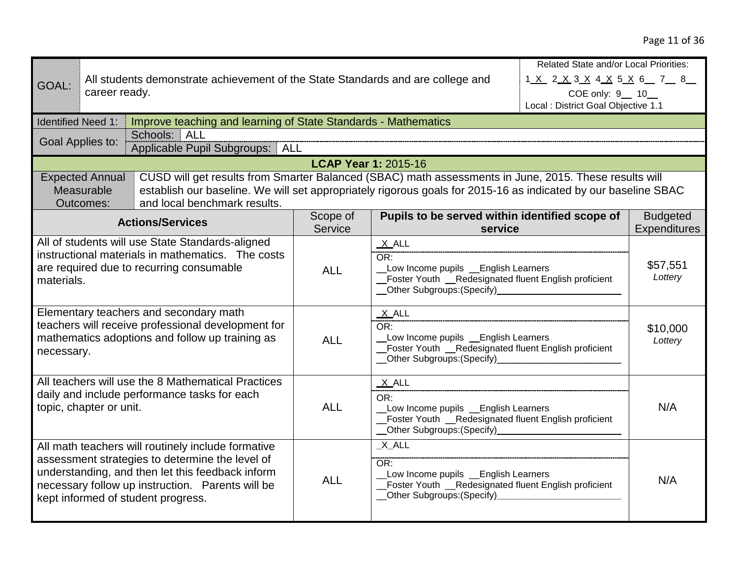| GOAL: | All students demonstrate achievement of the State Standards and are college and career ready. | | | Related State and/or Local Priorities: 1_X_ 2_X_ 3_X_ 4_X_ 5_X_ 6__ 7__ 8__ COE only: 9__ 10__ Local : District Goal Objective 1.1 |
|---|---|---|---|---|
| Identified Need 1: | Improve teaching and learning of State Standards - Mathematics | | | |
| Goal Applies to: | Schools: ALL | | | |
| | Applicable Pupil Subgroups: ALL | | | |
| **LCAP Year 1:** 2015-16 | | | | |
| Expected Annual Measurable Outcomes: | CUSD will get results from Smarter Balanced (SBAC) math assessments in June, 2015. These results will establish our baseline. We will set appropriately rigorous goals for 2015-16 as indicated by our baseline SBAC and local benchmark results. | | | |
| **Actions/Services** | | Scope of Service | **Pupils to be served within identified scope of service** | Budgeted Expenditures |
| All of students will use State Standards-aligned instructional materials in mathematics. The costs are required due to recurring consumable materials. | | ALL | _X_ALL<br>OR:<br>__Low Income pupils __English Learners<br>__Foster Youth __Redesignated fluent English proficient<br>__Other Subgroups:(Specify)________ | $57,551<br>*Lottery* |
| Elementary teachers and secondary math teachers will receive professional development for mathematics adoptions and follow up training as necessary. | | ALL | _X_ALL<br>OR:<br>__Low Income pupils __English Learners<br>__Foster Youth __Redesignated fluent English proficient<br>__Other Subgroups:(Specify)________ | $10,000<br>*Lottery* |
| All teachers will use the 8 Mathematical Practices daily and include performance tasks for each topic, chapter or unit. | | ALL | _X_ALL<br>OR:<br>__Low Income pupils __English Learners<br>__Foster Youth __Redesignated fluent English proficient<br>__Other Subgroups:(Specify)________ | N/A |
| All math teachers will routinely include formative assessment strategies to determine the level of understanding, and then let this feedback inform necessary follow up instruction. Parents will be kept informed of student progress. | | ALL | _X_ALL<br>OR:<br>__Low Income pupils __English Learners<br>__Foster Youth __Redesignated fluent English proficient<br>__Other Subgroups:(Specify)________ | N/A |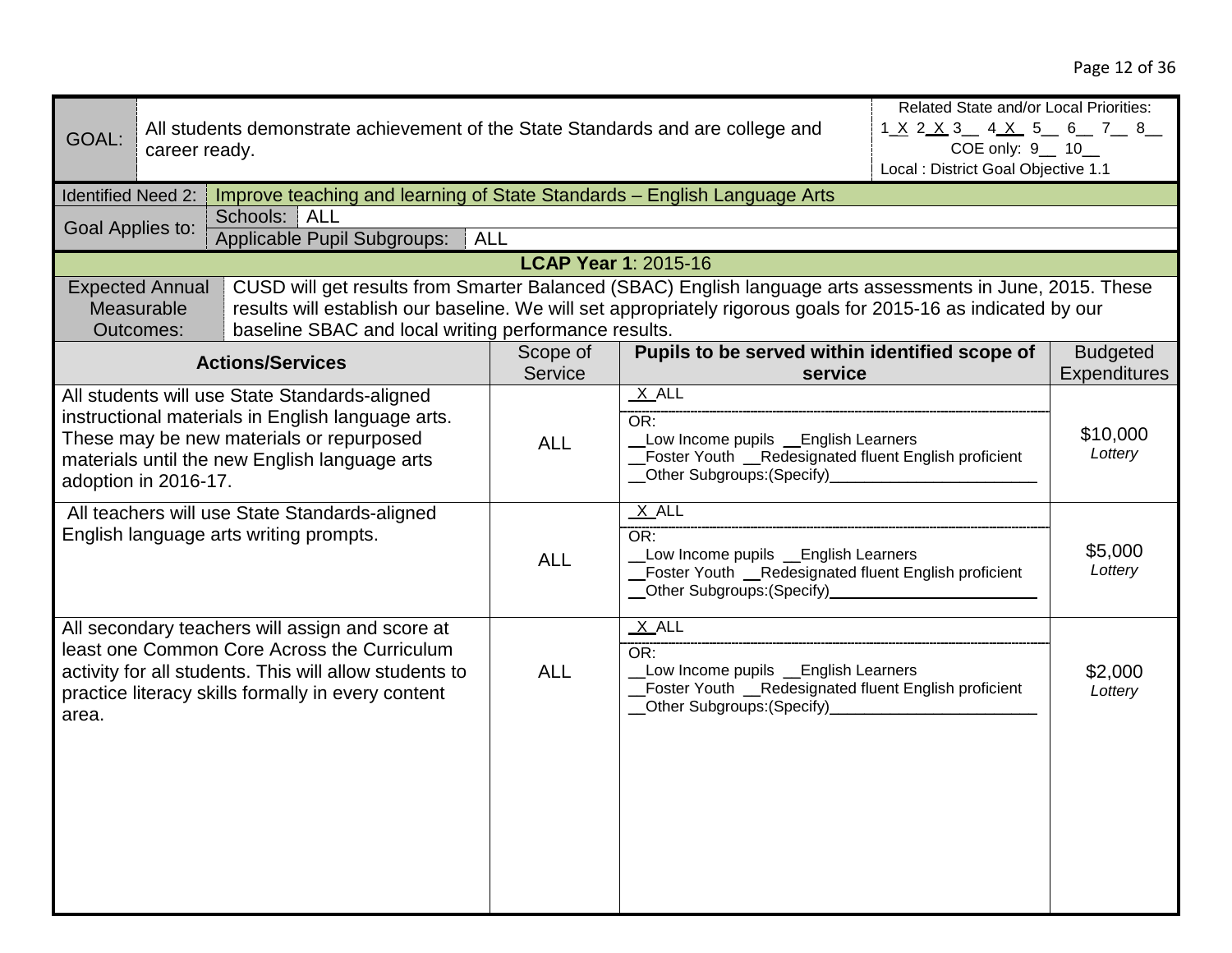| GOAL: | All students demonstrate achievement of the State Standards and are college and career ready. | Related State and/or Local Priorities: 1_X_ 2_X_ 3__ 4_X_ 5__ 6__ 7__ 8__ COE only: 9__ 10__ Local : District Goal Objective 1.1 |
|---|---|---|

| Identified Need 2: | Improve teaching and learning of State Standards – English Language Arts |
|---|---|
| Goal Applies to: | Schools: ALL |
| | Applicable Pupil Subgroups: ALL |

**LCAP Year 1**: 2015-16

| Expected Annual Measurable Outcomes: | CUSD will get results from Smarter Balanced (SBAC) English language arts assessments in June, 2015. These results will establish our baseline. We will set appropriately rigorous goals for 2015-16 as indicated by our baseline SBAC and local writing performance results. |
|---|---|

| **Actions/Services** | Scope of Service | **Pupils to be served within identified scope of service** | Budgeted Expenditures |
|---|---|---|---|
| All students will use State Standards-aligned instructional materials in English language arts. These may be new materials or repurposed materials until the new English language arts adoption in 2016-17. | ALL | _X_ALL<br>OR:<br>__Low Income pupils __English Learners<br>__Foster Youth __Redesignated fluent English proficient<br>__Other Subgroups:(Specify)________________ | $10,000 *Lottery* |
| All teachers will use State Standards-aligned English language arts writing prompts. | ALL | _X_ALL<br>OR:<br>__Low Income pupils __English Learners<br>__Foster Youth __Redesignated fluent English proficient<br>__Other Subgroups:(Specify)________________ | $5,000 *Lottery* |
| All secondary teachers will assign and score at least one Common Core Across the Curriculum activity for all students. This will allow students to practice literacy skills formally in every content area. | ALL | _X_ALL<br>OR:<br>__Low Income pupils __English Learners<br>__Foster Youth __Redesignated fluent English proficient<br>__Other Subgroups:(Specify)________________ | $2,000 *Lottery* |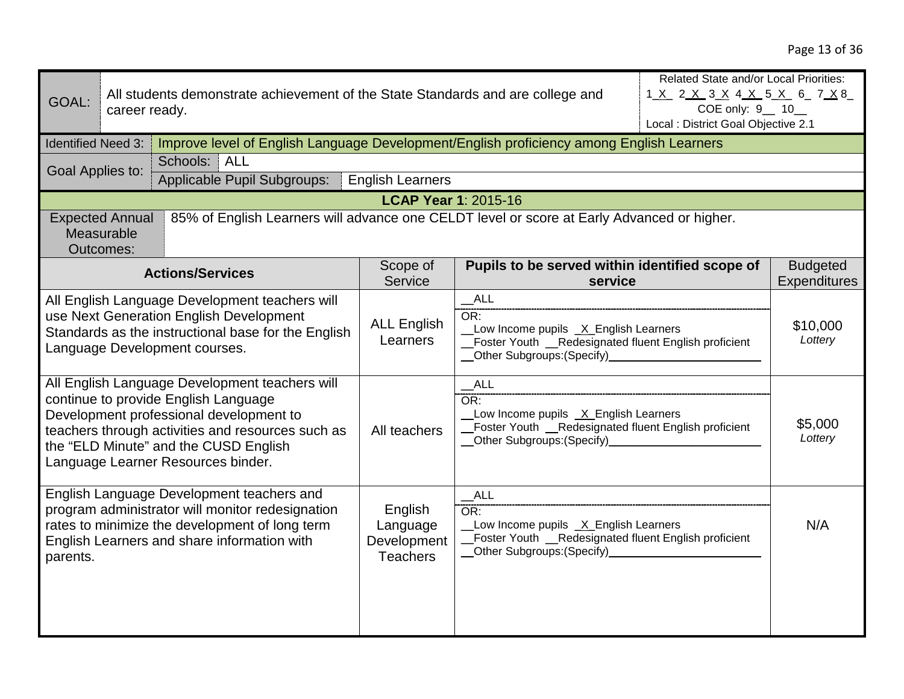| GOAL: | All students demonstrate achievement of the State Standards and are college and career ready. | | | Related State and/or Local Priorities: 1_X_ 2_X_ 3_X 4_X_ 5_X_ 6_ 7_X 8_ COE only: 9__ 10__ Local : District Goal Objective 2.1 |
|---|---|---|---|---|
| Identified Need 3: | Improve level of English Language Development/English proficiency among English Learners | | | |
| Goal Applies to: | Schools: ALL | | | |
| | Applicable Pupil Subgroups: English Learners | | | |

**LCAP Year 1**: 2015-16

| Expected Annual Measurable Outcomes: | 85% of English Learners will advance one CELDT level or score at Early Advanced or higher. |
|---|---|

| Actions/Services | Scope of Service | Pupils to be served within identified scope of service | Budgeted Expenditures |
|---|---|---|---|
| All English Language Development teachers will use Next Generation English Development Standards as the instructional base for the English Language Development courses. | ALL English Learners | __ALL<br>OR:<br>__Low Income pupils _X_English Learners<br>__Foster Youth __Redesignated fluent English proficient<br>__Other Subgroups:(Specify)________ | $10,000<br>*Lottery* |
| All English Language Development teachers will continue to provide English Language Development professional development to teachers through activities and resources such as the "ELD Minute" and the CUSD English Language Learner Resources binder. | All teachers | __ALL<br>OR:<br>__Low Income pupils _X_English Learners<br>__Foster Youth __Redesignated fluent English proficient<br>__Other Subgroups:(Specify)________ | $5,000<br>*Lottery* |
| English Language Development teachers and program administrator will monitor redesignation rates to minimize the development of long term English Learners and share information with parents. | English Language Development Teachers | __ALL<br>OR:<br>__Low Income pupils _X_English Learners<br>__Foster Youth __Redesignated fluent English proficient<br>__Other Subgroups:(Specify)________ | N/A |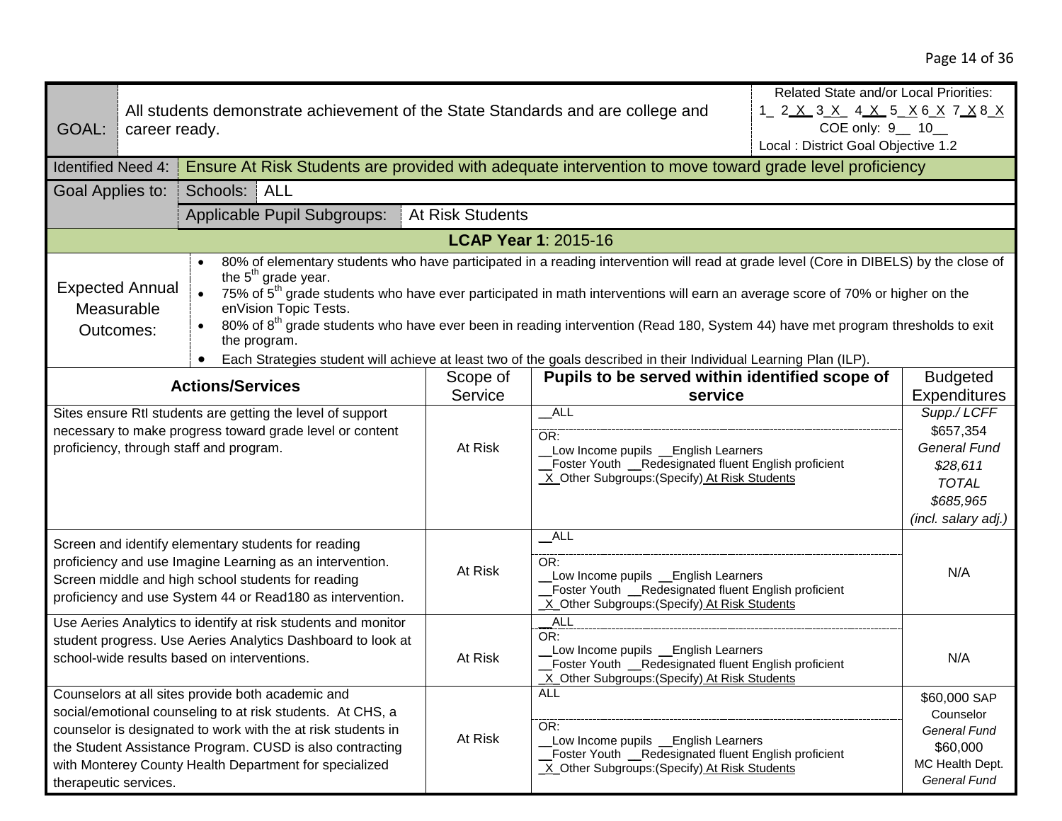| GOAL: | All students demonstrate achievement of the State Standards and are college and career ready. | Related State and/or Local Priorities: 1_ 2_X_ 3_X_ 4_X_ 5_X 6_X 7_X 8_X COE only: 9__ 10__ Local : District Goal Objective 1.2 |
|---|---|---|

| Identified Need 4: | Ensure At Risk Students are provided with adequate intervention to move toward grade level proficiency | |
|---|---|---|
| Goal Applies to: | Schools: ALL | |
| | Applicable Pupil Subgroups: | At Risk Students |

**LCAP Year 1**: 2015-16

**Expected Annual Measurable Outcomes:**

- 80% of elementary students who have participated in a reading intervention will read at grade level (Core in DIBELS) by the close of the 5th grade year.
- 75% of 5th grade students who have ever participated in math interventions will earn an average score of 70% or higher on the enVision Topic Tests.
- 80% of 8th grade students who have ever been in reading intervention (Read 180, System 44) have met program thresholds to exit the program.
- Each Strategies student will achieve at least two of the goals described in their Individual Learning Plan (ILP).

| Actions/Services | Scope of Service | Pupils to be served within identified scope of service | Budgeted Expenditures |
|---|---|---|---|
| Sites ensure RtI students are getting the level of support necessary to make progress toward grade level or content proficiency, through staff and program. | At Risk | __ALL<br>OR:<br>__Low Income pupils __English Learners<br>__Foster Youth __Redesignated fluent English proficient<br>_X_Other Subgroups:(Specify) At Risk Students | *Supp./ LCFF*<br>$657,354<br>*General Fund*<br>*$28,611*<br>*TOTAL*<br>*$685,965*<br>*(incl. salary adj.)* |
| Screen and identify elementary students for reading proficiency and use Imagine Learning as an intervention. Screen middle and high school students for reading proficiency and use System 44 or Read180 as intervention. | At Risk | __ALL<br>OR:<br>__Low Income pupils __English Learners<br>__Foster Youth __Redesignated fluent English proficient<br>_X_Other Subgroups:(Specify) At Risk Students | N/A |
| Use Aeries Analytics to identify at risk students and monitor student progress. Use Aeries Analytics Dashboard to look at school-wide results based on interventions. | At Risk | __ALL<br>OR:<br>__Low Income pupils __English Learners<br>__Foster Youth __Redesignated fluent English proficient<br>_X_Other Subgroups:(Specify) At Risk Students | N/A |
| Counselors at all sites provide both academic and social/emotional counseling to at risk students. At CHS, a counselor is designated to work with the at risk students in the Student Assistance Program. CUSD is also contracting with Monterey County Health Department for specialized therapeutic services. | At Risk | ALL<br>OR:<br>__Low Income pupils __English Learners<br>__Foster Youth __Redesignated fluent English proficient<br>_X_Other Subgroups:(Specify) At Risk Students | $60,000 SAP Counselor<br>*General Fund*<br>$60,000<br>MC Health Dept.<br>*General Fund* |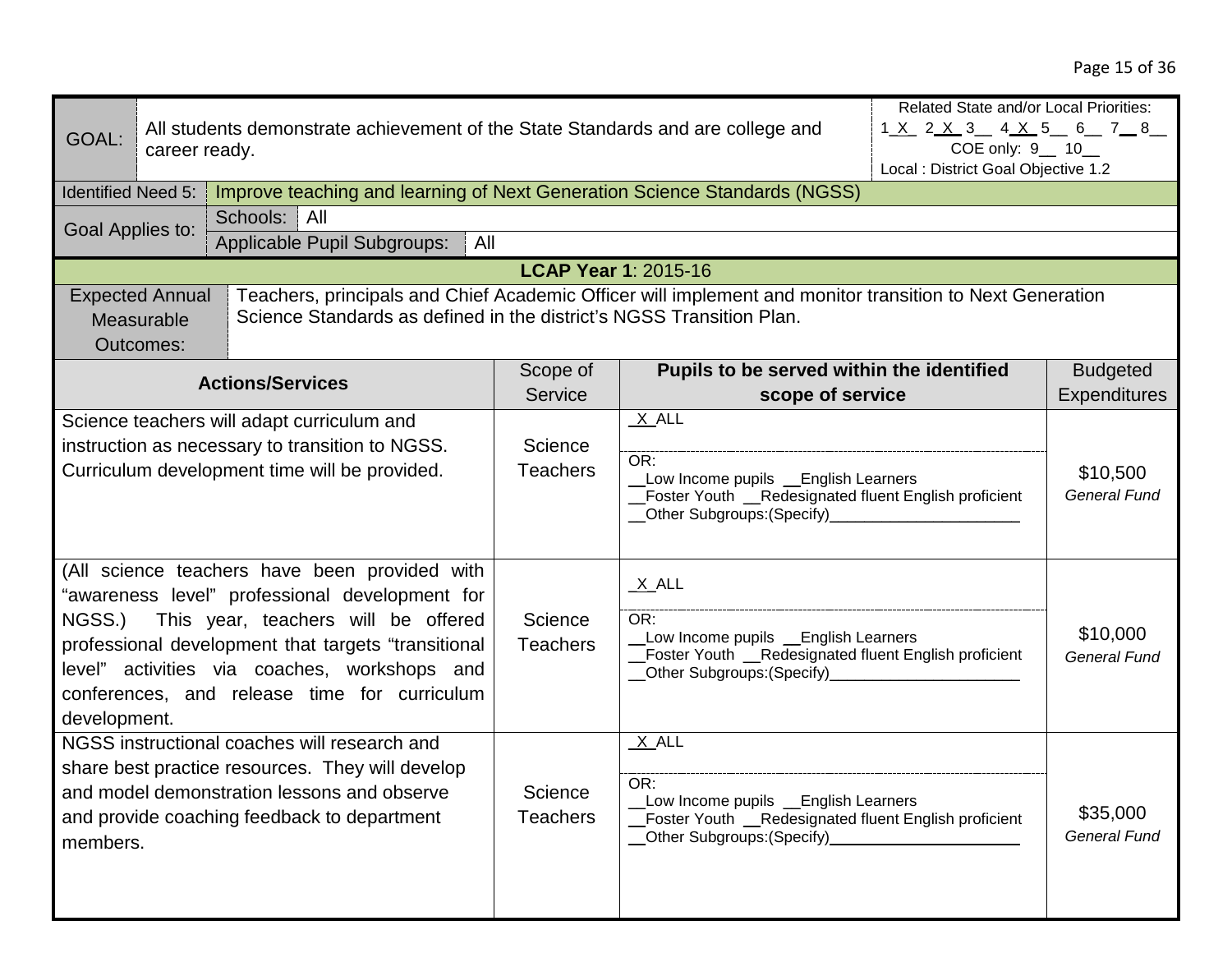| GOAL: | All students demonstrate achievement of the State Standards and are college and career ready. | Related State and/or Local Priorities: 1_X_ 2_X_ 3__ 4_X_ 5__ 6__ 7__ 8__ COE only: 9__ 10__ Local : District Goal Objective 1.2 |
|---|---|---|

| Identified Need 5: | Improve teaching and learning of Next Generation Science Standards (NGSS) |
|---|---|
| Goal Applies to: | Schools: All |
| | Applicable Pupil Subgroups: All |

**LCAP Year 1**: 2015-16

| Expected Annual Measurable Outcomes: | Teachers, principals and Chief Academic Officer will implement and monitor transition to Next Generation Science Standards as defined in the district's NGSS Transition Plan. |
|---|---|

| Actions/Services | Scope of Service | Pupils to be served within the identified scope of service | Budgeted Expenditures |
|---|---|---|---|
| Science teachers will adapt curriculum and instruction as necessary to transition to NGSS. Curriculum development time will be provided. | Science Teachers | _X_ALL<br>OR:<br>__Low Income pupils __English Learners<br>__Foster Youth __Redesignated fluent English proficient<br>__Other Subgroups:(Specify)____________________ | $10,500<br>*General Fund* |
| (All science teachers have been provided with "awareness level" professional development for NGSS.) This year, teachers will be offered professional development that targets "transitional level" activities via coaches, workshops and conferences, and release time for curriculum development. | Science Teachers | _X_ALL<br>OR:<br>__Low Income pupils __English Learners<br>__Foster Youth __Redesignated fluent English proficient<br>__Other Subgroups:(Specify)____________________ | $10,000<br>*General Fund* |
| NGSS instructional coaches will research and share best practice resources. They will develop and model demonstration lessons and observe and provide coaching feedback to department members. | Science Teachers | _X_ALL<br>OR:<br>__Low Income pupils __English Learners<br>__Foster Youth __Redesignated fluent English proficient<br>__Other Subgroups:(Specify)____________________ | $35,000<br>*General Fund* |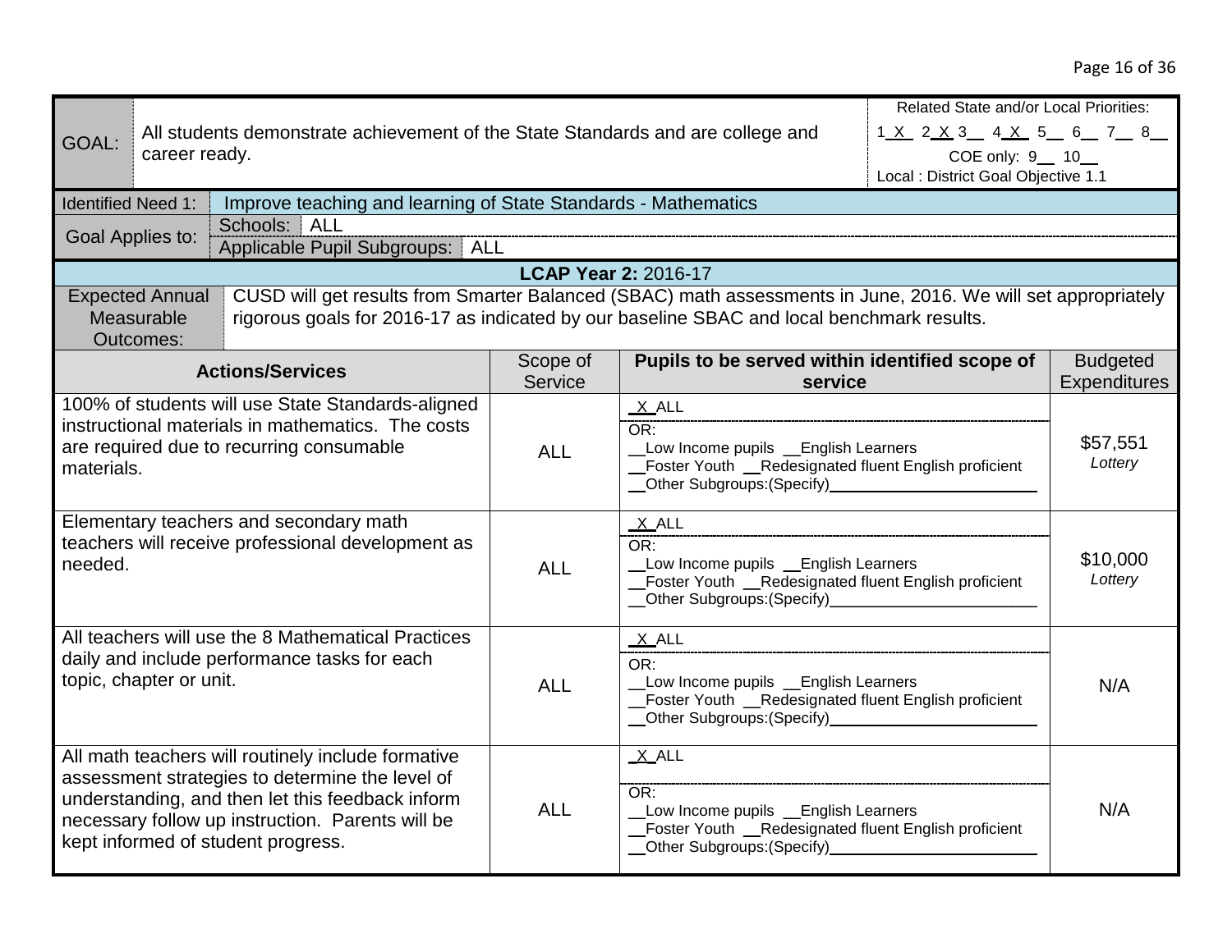| GOAL: | All students demonstrate achievement of the State Standards and are college and career ready. | Related State and/or Local Priorities: 1_X_ 2_X_ 3__ 4_X_ 5__ 6__ 7__ 8__ COE only: 9__ 10__ Local : District Goal Objective 1.1 |
|---|---|---|

| Identified Need 1: | Improve teaching and learning of State Standards - Mathematics |
|---|---|
| Goal Applies to: | Schools: ALL |
| | Applicable Pupil Subgroups: ALL |

**LCAP Year 2:** 2016-17

| Expected Annual Measurable Outcomes: | CUSD will get results from Smarter Balanced (SBAC) math assessments in June, 2016. We will set appropriately rigorous goals for 2016-17 as indicated by our baseline SBAC and local benchmark results. |
|---|---|

| **Actions/Services** | Scope of Service | **Pupils to be served within identified scope of service** | Budgeted Expenditures |
|---|---|---|---|
| 100% of students will use State Standards-aligned instructional materials in mathematics. The costs are required due to recurring consumable materials. | ALL | _X_ALL<br>OR:<br>__Low Income pupils __English Learners<br>__Foster Youth __Redesignated fluent English proficient<br>__Other Subgroups:(Specify)________________ | $57,551<br>*Lottery* |
| Elementary teachers and secondary math teachers will receive professional development as needed. | ALL | _X_ALL<br>OR:<br>__Low Income pupils __English Learners<br>__Foster Youth __Redesignated fluent English proficient<br>__Other Subgroups:(Specify)________________ | $10,000<br>*Lottery* |
| All teachers will use the 8 Mathematical Practices daily and include performance tasks for each topic, chapter or unit. | ALL | _X_ALL<br>OR:<br>__Low Income pupils __English Learners<br>__Foster Youth __Redesignated fluent English proficient<br>__Other Subgroups:(Specify)________________ | N/A |
| All math teachers will routinely include formative assessment strategies to determine the level of understanding, and then let this feedback inform necessary follow up instruction. Parents will be kept informed of student progress. | ALL | _X_ALL<br>OR:<br>__Low Income pupils __English Learners<br>__Foster Youth __Redesignated fluent English proficient<br>__Other Subgroups:(Specify)________________ | N/A |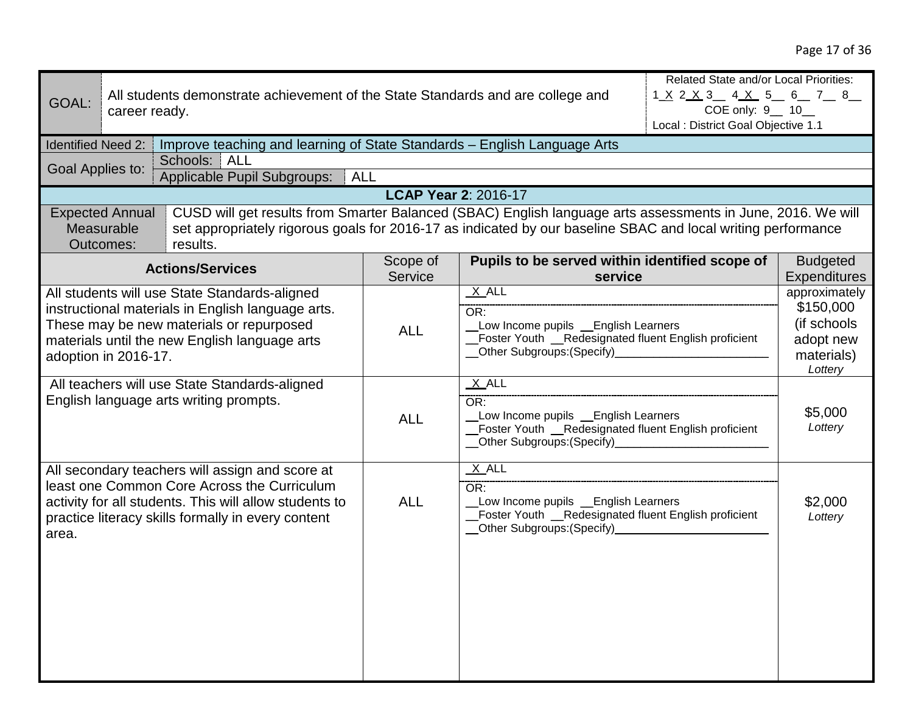| GOAL: | All students demonstrate achievement of the State Standards and are college and career ready. | Related State and/or Local Priorities: 1_X_ 2_X_ 3__ 4_X_ 5__ 6__ 7__ 8__ COE only: 9__ 10__ Local : District Goal Objective 1.1 |
|---|---|---|

| Identified Need 2: | Improve teaching and learning of State Standards – English Language Arts |
|---|---|
| Goal Applies to: | Schools: ALL |
| | Applicable Pupil Subgroups: ALL |

**LCAP Year 2**: 2016-17

| Expected Annual Measurable Outcomes: | CUSD will get results from Smarter Balanced (SBAC) English language arts assessments in June, 2016. We will set appropriately rigorous goals for 2016-17 as indicated by our baseline SBAC and local writing performance results. |
|---|---|

| **Actions/Services** | Scope of Service | **Pupils to be served within identified scope of service** | Budgeted Expenditures |
|---|---|---|---|
| All students will use State Standards-aligned instructional materials in English language arts. These may be new materials or repurposed materials until the new English language arts adoption in 2016-17. | ALL | _X_ALL<br>OR:<br>__Low Income pupils __English Learners<br>__Foster Youth __Redesignated fluent English proficient<br>__Other Subgroups:(Specify)________ | approximately $150,000 (if schools adopt new materials)<br>*Lottery* |
| All teachers will use State Standards-aligned English language arts writing prompts. | ALL | _X_ALL<br>OR:<br>__Low Income pupils __English Learners<br>__Foster Youth __Redesignated fluent English proficient<br>__Other Subgroups:(Specify)________ | $5,000<br>*Lottery* |
| All secondary teachers will assign and score at least one Common Core Across the Curriculum activity for all students. This will allow students to practice literacy skills formally in every content area. | ALL | _X_ALL<br>OR:<br>__Low Income pupils __English Learners<br>__Foster Youth __Redesignated fluent English proficient<br>__Other Subgroups:(Specify)________ | $2,000<br>*Lottery* |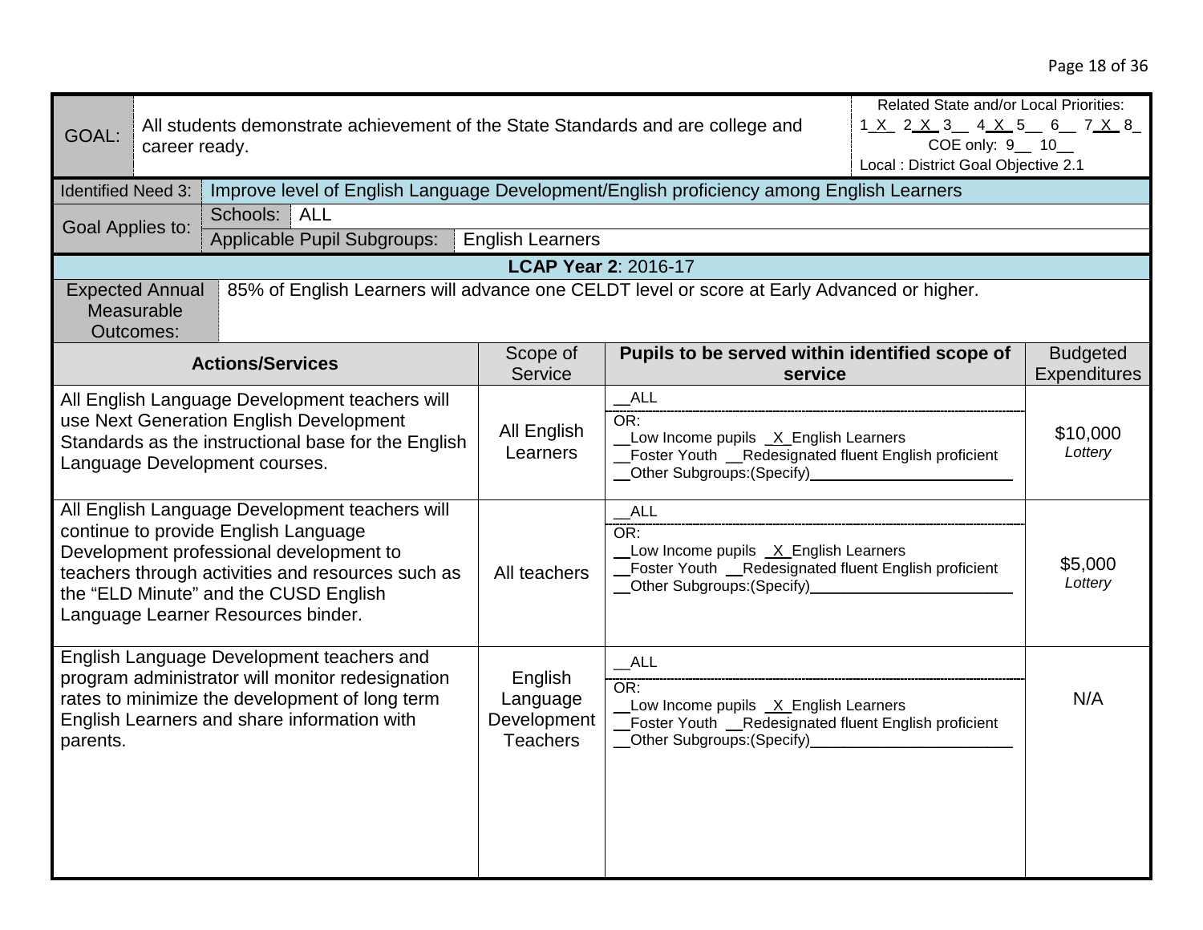| GOAL: | All students demonstrate achievement of the State Standards and are college and career ready. | Related State and/or Local Priorities: 1_X_ 2_X_ 3__ 4_X_ 5__ 6__ 7_X_ 8_ COE only: 9__ 10__ Local : District Goal Objective 2.1 |
|---|---|---|
| Identified Need 3: | Improve level of English Language Development/English proficiency among English Learners | |
| Goal Applies to: | Schools: ALL | |
| | Applicable Pupil Subgroups: English Learners | |

**LCAP Year 2**: 2016-17

| Expected Annual Measurable Outcomes: | 85% of English Learners will advance one CELDT level or score at Early Advanced or higher. |
|---|---|

| Actions/Services | Scope of Service | Pupils to be served within identified scope of service | Budgeted Expenditures |
|---|---|---|---|
| All English Language Development teachers will use Next Generation English Development Standards as the instructional base for the English Language Development courses. | All English Learners | __ALL<br>OR:<br>__Low Income pupils _X_English Learners<br>__Foster Youth __Redesignated fluent English proficient<br>__Other Subgroups:(Specify)________ | $10,000<br>*Lottery* |
| All English Language Development teachers will continue to provide English Language Development professional development to teachers through activities and resources such as the "ELD Minute" and the CUSD English Language Learner Resources binder. | All teachers | __ALL<br>OR:<br>__Low Income pupils _X_English Learners<br>__Foster Youth __Redesignated fluent English proficient<br>__Other Subgroups:(Specify)________ | $5,000<br>*Lottery* |
| English Language Development teachers and program administrator will monitor redesignation rates to minimize the development of long term English Learners and share information with parents. | English Language Development Teachers | __ALL<br>OR:<br>__Low Income pupils _X_English Learners<br>__Foster Youth __Redesignated fluent English proficient<br>__Other Subgroups:(Specify)________ | N/A |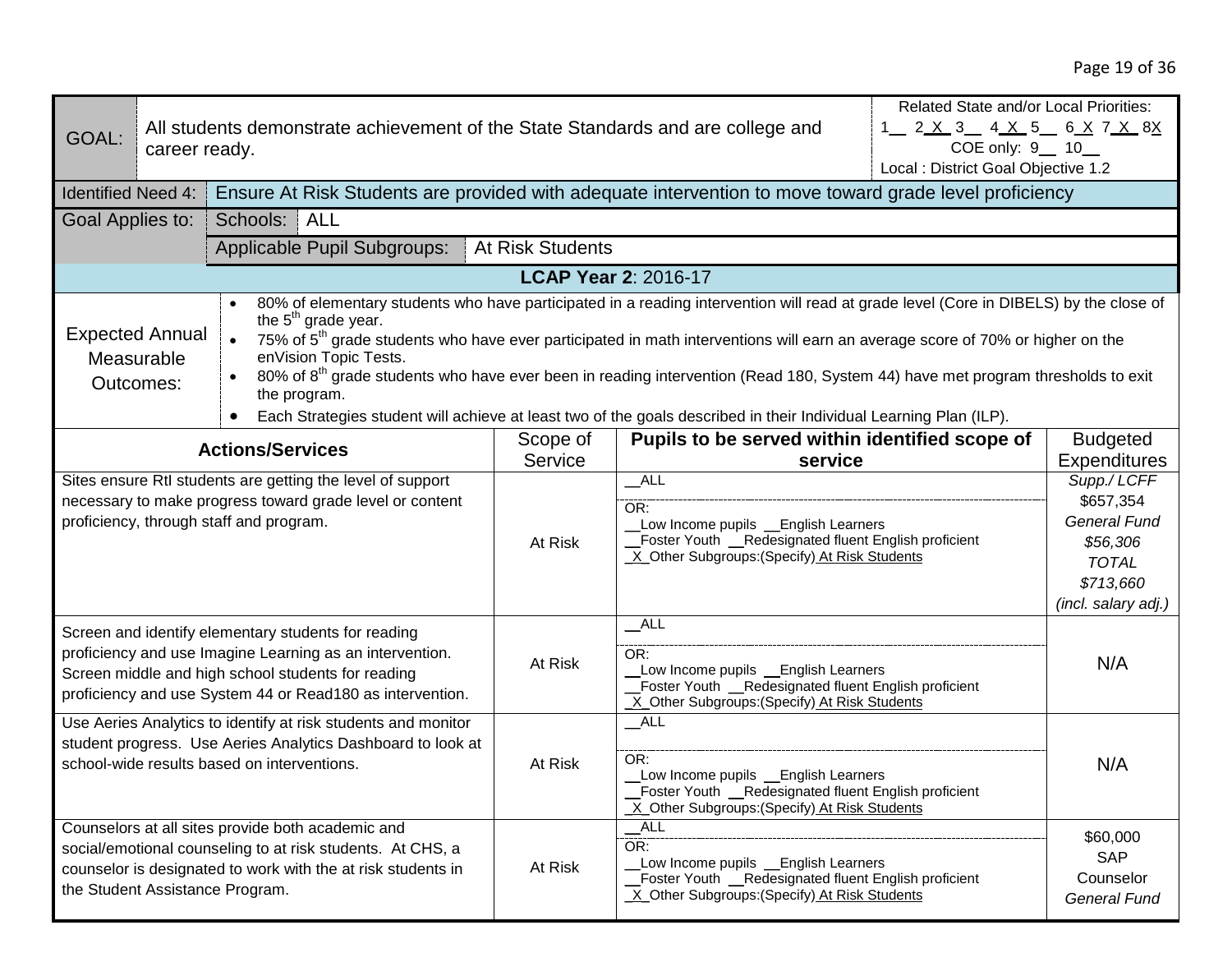| GOAL: | All students demonstrate achievement of the State Standards and are college and career ready. | Related State and/or Local Priorities: 1__ 2_X_ 3__ 4_X_ 5__ 6_X_ 7_X_ 8X<br>COE only: 9__ 10__<br>Local : District Goal Objective 1.2 |
|---|---|---|
| Identified Need 4: | Ensure At Risk Students are provided with adequate intervention to move toward grade level proficiency | |
| Goal Applies to: | Schools: ALL | |
| | Applicable Pupil Subgroups: At Risk Students | |

**LCAP Year 2**: 2016-17

**Expected Annual Measurable Outcomes:**

- 80% of elementary students who have participated in a reading intervention will read at grade level (Core in DIBELS) by the close of the 5th grade year.
- 75% of 5th grade students who have ever participated in math interventions will earn an average score of 70% or higher on the enVision Topic Tests.
- 80% of 8th grade students who have ever been in reading intervention (Read 180, System 44) have met program thresholds to exit the program.
- Each Strategies student will achieve at least two of the goals described in their Individual Learning Plan (ILP).

| Actions/Services | Scope of Service | Pupils to be served within identified scope of service | Budgeted Expenditures |
|---|---|---|---|
| Sites ensure RtI students are getting the level of support necessary to make progress toward grade level or content proficiency, through staff and program. | At Risk | __ALL<br>OR:<br>__Low Income pupils __English Learners<br>__Foster Youth __Redesignated fluent English proficient<br>_X_Other Subgroups:(Specify) At Risk Students | *Supp./ LCFF*<br>$657,354<br>*General Fund*<br>*$56,306*<br>*TOTAL*<br>*$713,660*<br>*(incl. salary adj.)* |
| Screen and identify elementary students for reading proficiency and use Imagine Learning as an intervention. Screen middle and high school students for reading proficiency and use System 44 or Read180 as intervention. | At Risk | __ALL<br>OR:<br>__Low Income pupils __English Learners<br>__Foster Youth __Redesignated fluent English proficient<br>_X_Other Subgroups:(Specify) At Risk Students | N/A |
| Use Aeries Analytics to identify at risk students and monitor student progress. Use Aeries Analytics Dashboard to look at school-wide results based on interventions. | At Risk | __ALL<br>OR:<br>__Low Income pupils __English Learners<br>__Foster Youth __Redesignated fluent English proficient<br>_X_Other Subgroups:(Specify) At Risk Students | N/A |
| Counselors at all sites provide both academic and social/emotional counseling to at risk students. At CHS, a counselor is designated to work with the at risk students in the Student Assistance Program. | At Risk | __ALL<br>OR:<br>__Low Income pupils __English Learners<br>__Foster Youth __Redesignated fluent English proficient<br>_X_Other Subgroups:(Specify) At Risk Students | $60,000<br>SAP<br>Counselor<br>*General Fund* |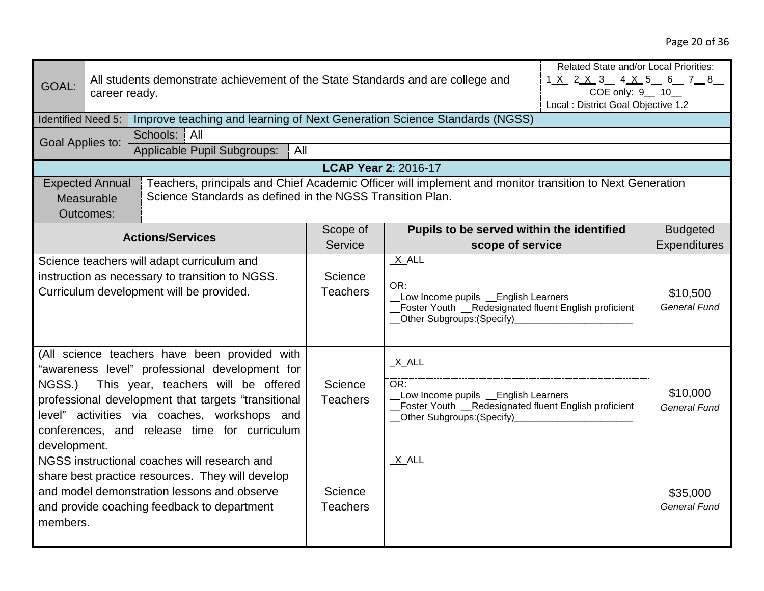| GOAL: | All students demonstrate achievement of the State Standards and are college and career ready. | Related State and/or Local Priorities: 1_X_ 2_X_ 3__ 4_X_ 5__ 6__ 7__ 8__ COE only: 9__ 10__ Local : District Goal Objective 1.2 |
|---|---|---|
| Identified Need 5: | Improve teaching and learning of Next Generation Science Standards (NGSS) | |
| Goal Applies to: | Schools: All | |
| | Applicable Pupil Subgroups: All | |

**LCAP Year 2**: 2016-17

| Expected Annual Measurable Outcomes: | Teachers, principals and Chief Academic Officer will implement and monitor transition to Next Generation Science Standards as defined in the NGSS Transition Plan. |
|---|---|

| **Actions/Services** | Scope of Service | **Pupils to be served within the identified scope of service** | Budgeted Expenditures |
|---|---|---|---|
| Science teachers will adapt curriculum and instruction as necessary to transition to NGSS. Curriculum development will be provided. | Science Teachers | _X_ALL<br>OR:<br>__Low Income pupils __English Learners<br>__Foster Youth __Redesignated fluent English proficient<br>__Other Subgroups:(Specify)____________________ | $10,500<br>*General Fund* |
| (All science teachers have been provided with "awareness level" professional development for NGSS.) This year, teachers will be offered professional development that targets "transitional level" activities via coaches, workshops and conferences, and release time for curriculum development. | Science Teachers | _X_ALL<br>OR:<br>__Low Income pupils __English Learners<br>__Foster Youth __Redesignated fluent English proficient<br>__Other Subgroups:(Specify)____________________ | $10,000<br>*General Fund* |
| NGSS instructional coaches will research and share best practice resources. They will develop and model demonstration lessons and observe and provide coaching feedback to department members. | Science Teachers | _X_ALL | $35,000<br>*General Fund* |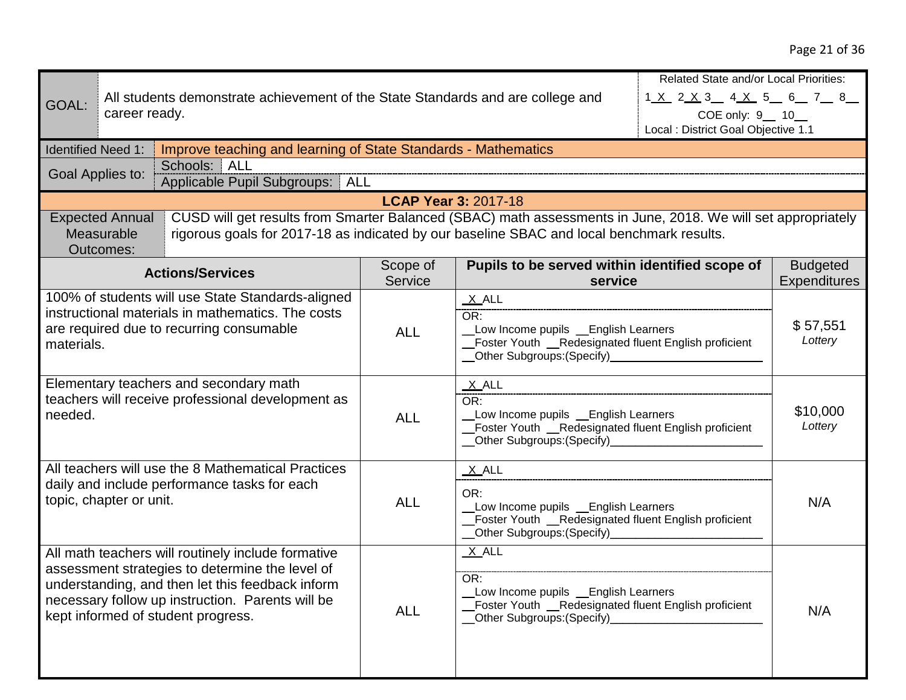| GOAL: | All students demonstrate achievement of the State Standards and are college and career ready. | Related State and/or Local Priorities: 1 _X_ 2 _X_ 3__ 4 _X_ 5__ 6__ 7__ 8__ COE only: 9__ 10__ Local : District Goal Objective 1.1 |
|---|---|---|

| Identified Need 1: | Improve teaching and learning of State Standards - Mathematics |
|---|---|
| Goal Applies to: | Schools: ALL |
| | Applicable Pupil Subgroups: ALL |

**LCAP Year 3:** 2017-18

| Expected Annual Measurable Outcomes: | CUSD will get results from Smarter Balanced (SBAC) math assessments in June, 2018. We will set appropriately rigorous goals for 2017-18 as indicated by our baseline SBAC and local benchmark results. |
|---|---|

| Actions/Services | Scope of Service | Pupils to be served within identified scope of service | Budgeted Expenditures |
|---|---|---|---|
| 100% of students will use State Standards-aligned instructional materials in mathematics. The costs are required due to recurring consumable materials. | ALL | _X_ALL<br>OR:<br>__Low Income pupils __English Learners<br>__Foster Youth __Redesignated fluent English proficient<br>__Other Subgroups:(Specify)________ | $ 57,551<br>*Lottery* |
| Elementary teachers and secondary math teachers will receive professional development as needed. | ALL | _X_ALL<br>OR:<br>__Low Income pupils __English Learners<br>__Foster Youth __Redesignated fluent English proficient<br>__Other Subgroups:(Specify)________ | $10,000<br>*Lottery* |
| All teachers will use the 8 Mathematical Practices daily and include performance tasks for each topic, chapter or unit. | ALL | _X_ALL<br>OR:<br>__Low Income pupils __English Learners<br>__Foster Youth __Redesignated fluent English proficient<br>__Other Subgroups:(Specify)________ | N/A |
| All math teachers will routinely include formative assessment strategies to determine the level of understanding, and then let this feedback inform necessary follow up instruction. Parents will be kept informed of student progress. | ALL | _X_ALL<br>OR:<br>__Low Income pupils __English Learners<br>__Foster Youth __Redesignated fluent English proficient<br>__Other Subgroups:(Specify)________ | N/A |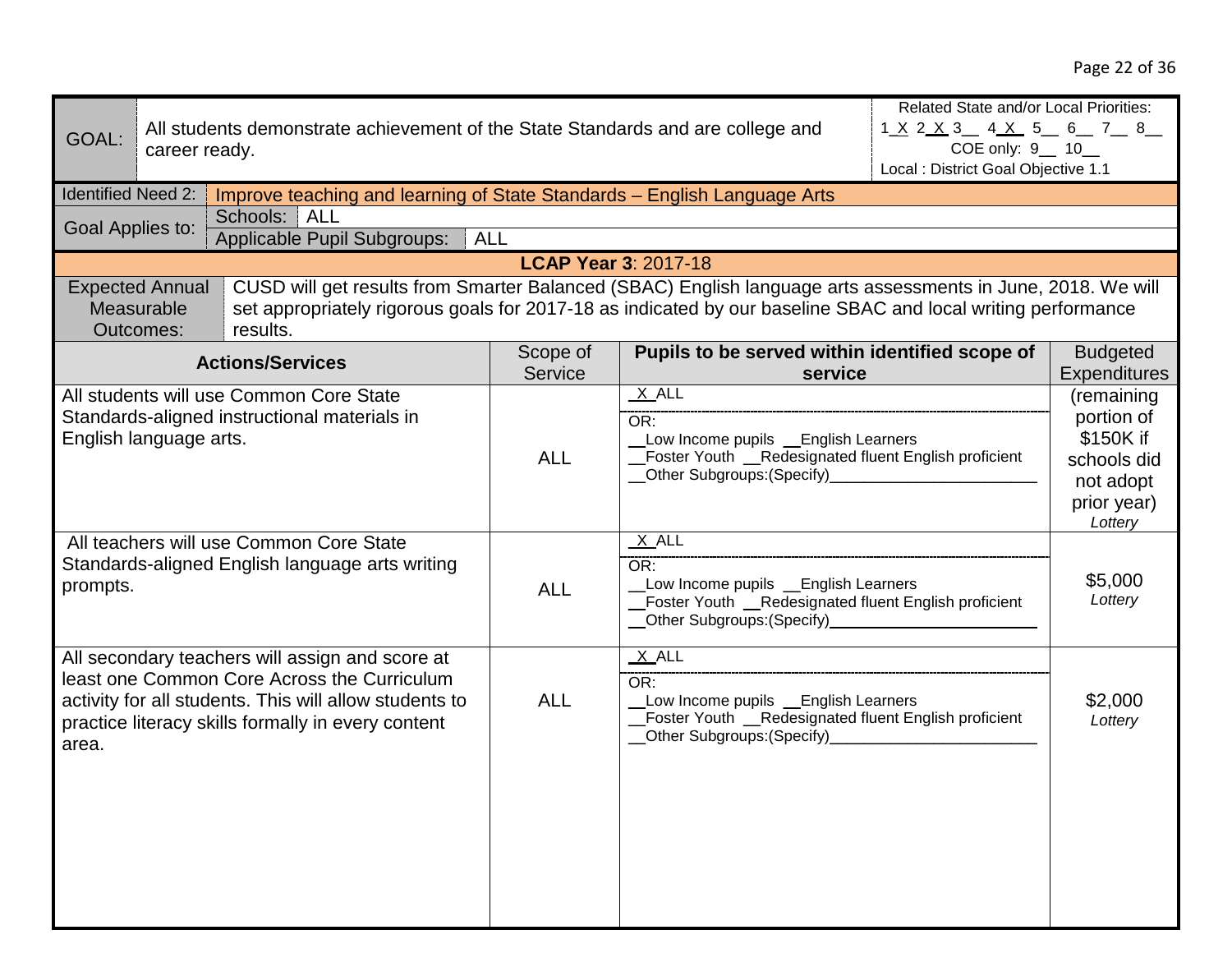| GOAL: | All students demonstrate achievement of the State Standards and are college and career ready. | Related State and/or Local Priorities: 1_X_ 2_X_ 3__ 4_X_ 5__ 6__ 7__ 8__ COE only: 9__ 10__ Local : District Goal Objective 1.1 |
|---|---|---|
| Identified Need 2: | Improve teaching and learning of State Standards – English Language Arts | |
| Goal Applies to: | Schools: ALL | |
| | Applicable Pupil Subgroups: ALL | |

**LCAP Year 3**: 2017-18

| Expected Annual Measurable Outcomes: | CUSD will get results from Smarter Balanced (SBAC) English language arts assessments in June, 2018. We will set appropriately rigorous goals for 2017-18 as indicated by our baseline SBAC and local writing performance results. |
|---|---|

| **Actions/Services** | Scope of Service | **Pupils to be served within identified scope of service** | Budgeted Expenditures |
|---|---|---|---|
| All students will use Common Core State Standards-aligned instructional materials in English language arts. | ALL | _X_ALL<br>OR:<br>__Low Income pupils __English Learners<br>__Foster Youth __Redesignated fluent English proficient<br>__Other Subgroups:(Specify)________ | (remaining portion of $150K if schools did not adopt prior year)<br>*Lottery* |
| All teachers will use Common Core State Standards-aligned English language arts writing prompts. | ALL | _X_ALL<br>OR:<br>__Low Income pupils __English Learners<br>__Foster Youth __Redesignated fluent English proficient<br>__Other Subgroups:(Specify)________ | $5,000<br>*Lottery* |
| All secondary teachers will assign and score at least one Common Core Across the Curriculum activity for all students. This will allow students to practice literacy skills formally in every content area. | ALL | _X_ALL<br>OR:<br>__Low Income pupils __English Learners<br>__Foster Youth __Redesignated fluent English proficient<br>__Other Subgroups:(Specify)________ | $2,000<br>*Lottery* |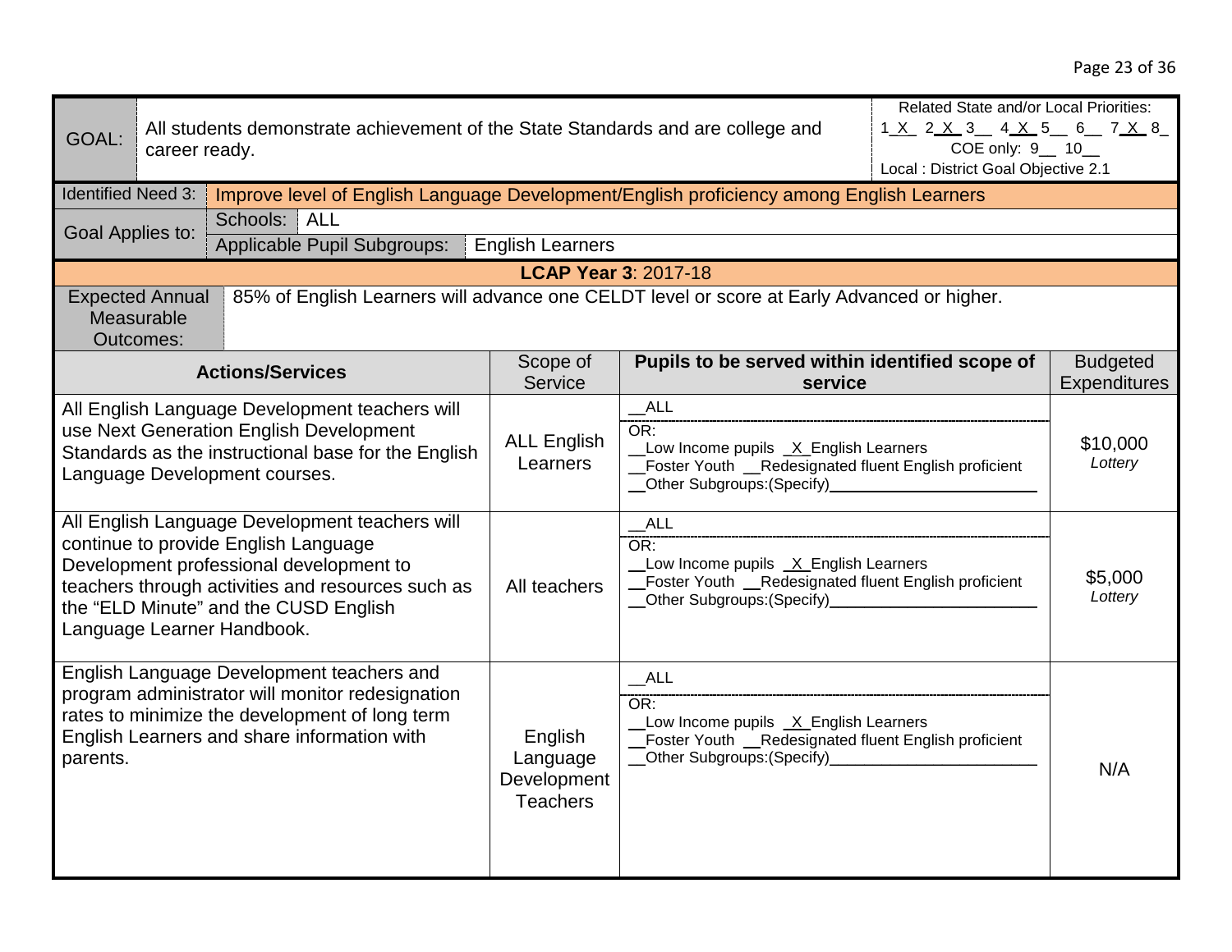| GOAL: | All students demonstrate achievement of the State Standards and are college and career ready. | | Related State and/or Local Priorities: 1_X_ 2_X_ 3__ 4_X_ 5__ 6__ 7_X_ 8_ COE only: 9__ 10__ Local : District Goal Objective 2.1 |
|---|---|---|---|
| Identified Need 3: | Improve level of English Language Development/English proficiency among English Learners | | |
| Goal Applies to: | Schools: ALL | | |
| | Applicable Pupil Subgroups: | English Learners | |
| **LCAP Year 3**: 2017-18 | | | |
| Expected Annual Measurable Outcomes: | 85% of English Learners will advance one CELDT level or score at Early Advanced or higher. | | |

| **Actions/Services** | Scope of Service | **Pupils to be served within identified scope of service** | Budgeted Expenditures |
|---|---|---|---|
| All English Language Development teachers will use Next Generation English Development Standards as the instructional base for the English Language Development courses. | ALL English Learners | __ALL<br>OR:<br>__Low Income pupils _X_English Learners<br>__Foster Youth __Redesignated fluent English proficient<br>__Other Subgroups:(Specify)________ | $10,000 *Lottery* |
| All English Language Development teachers will continue to provide English Language Development professional development to teachers through activities and resources such as the "ELD Minute" and the CUSD English Language Learner Handbook. | All teachers | __ALL<br>OR:<br>__Low Income pupils _X_English Learners<br>__Foster Youth __Redesignated fluent English proficient<br>__Other Subgroups:(Specify)________ | $5,000 *Lottery* |
| English Language Development teachers and program administrator will monitor redesignation rates to minimize the development of long term English Learners and share information with parents. | English Language Development Teachers | __ALL<br>OR:<br>__Low Income pupils _X_English Learners<br>__Foster Youth __Redesignated fluent English proficient<br>__Other Subgroups:(Specify)________ | N/A |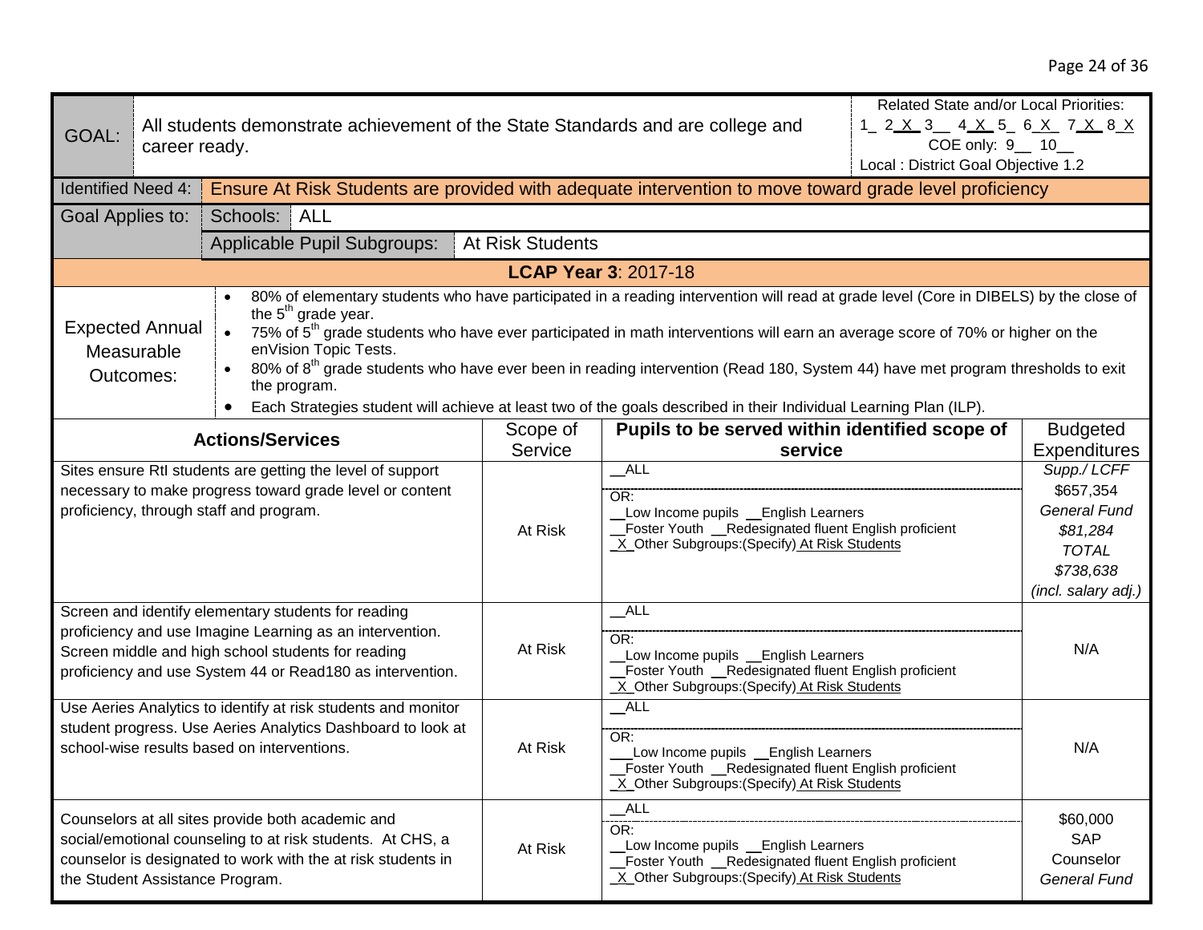| GOAL: | All students demonstrate achievement of the State Standards and are college and career ready. | Related State and/or Local Priorities: 1_ 2_X_ 3__ 4_X_ 5_ 6_X_ 7_X_ 8_X COE only: 9__ 10__ Local : District Goal Objective 1.2 |
|---|---|---|

| Identified Need 4: | Ensure At Risk Students are provided with adequate intervention to move toward grade level proficiency |
|---|---|
| Goal Applies to: | Schools: ALL |
| | Applicable Pupil Subgroups: At Risk Students |

**LCAP Year 3**: 2017-18

**Expected Annual Measurable Outcomes:**

- 80% of elementary students who have participated in a reading intervention will read at grade level (Core in DIBELS) by the close of the 5th grade year.
- 75% of 5th grade students who have ever participated in math interventions will earn an average score of 70% or higher on the enVision Topic Tests.
- 80% of 8th grade students who have ever been in reading intervention (Read 180, System 44) have met program thresholds to exit the program.
- Each Strategies student will achieve at least two of the goals described in their Individual Learning Plan (ILP).

| Actions/Services | Scope of Service | Pupils to be served within identified scope of service | Budgeted Expenditures |
|---|---|---|---|
| Sites ensure RtI students are getting the level of support necessary to make progress toward grade level or content proficiency, through staff and program. | At Risk | __ALL<br>OR:<br>__Low Income pupils __English Learners<br>__Foster Youth __Redesignated fluent English proficient<br>_X_Other Subgroups:(Specify) At Risk Students | *Supp./ LCFF*<br>$657,354<br>*General Fund*<br>*$81,284*<br>*TOTAL*<br>*$738,638*<br>*(incl. salary adj.)* |
| Screen and identify elementary students for reading proficiency and use Imagine Learning as an intervention. Screen middle and high school students for reading proficiency and use System 44 or Read180 as intervention. | At Risk | __ALL<br>OR:<br>__Low Income pupils __English Learners<br>__Foster Youth __Redesignated fluent English proficient<br>_X_Other Subgroups:(Specify) At Risk Students | N/A |
| Use Aeries Analytics to identify at risk students and monitor student progress. Use Aeries Analytics Dashboard to look at school-wise results based on interventions. | At Risk | __ALL<br>OR:<br>___Low Income pupils __English Learners<br>__Foster Youth __Redesignated fluent English proficient<br>_X_Other Subgroups:(Specify) At Risk Students | N/A |
| Counselors at all sites provide both academic and social/emotional counseling to at risk students. At CHS, a counselor is designated to work with the at risk students in the Student Assistance Program. | At Risk | __ALL<br>OR:<br>__Low Income pupils __English Learners<br>__Foster Youth __Redesignated fluent English proficient<br>_X_Other Subgroups:(Specify) At Risk Students | $60,000<br>SAP<br>Counselor<br>*General Fund* |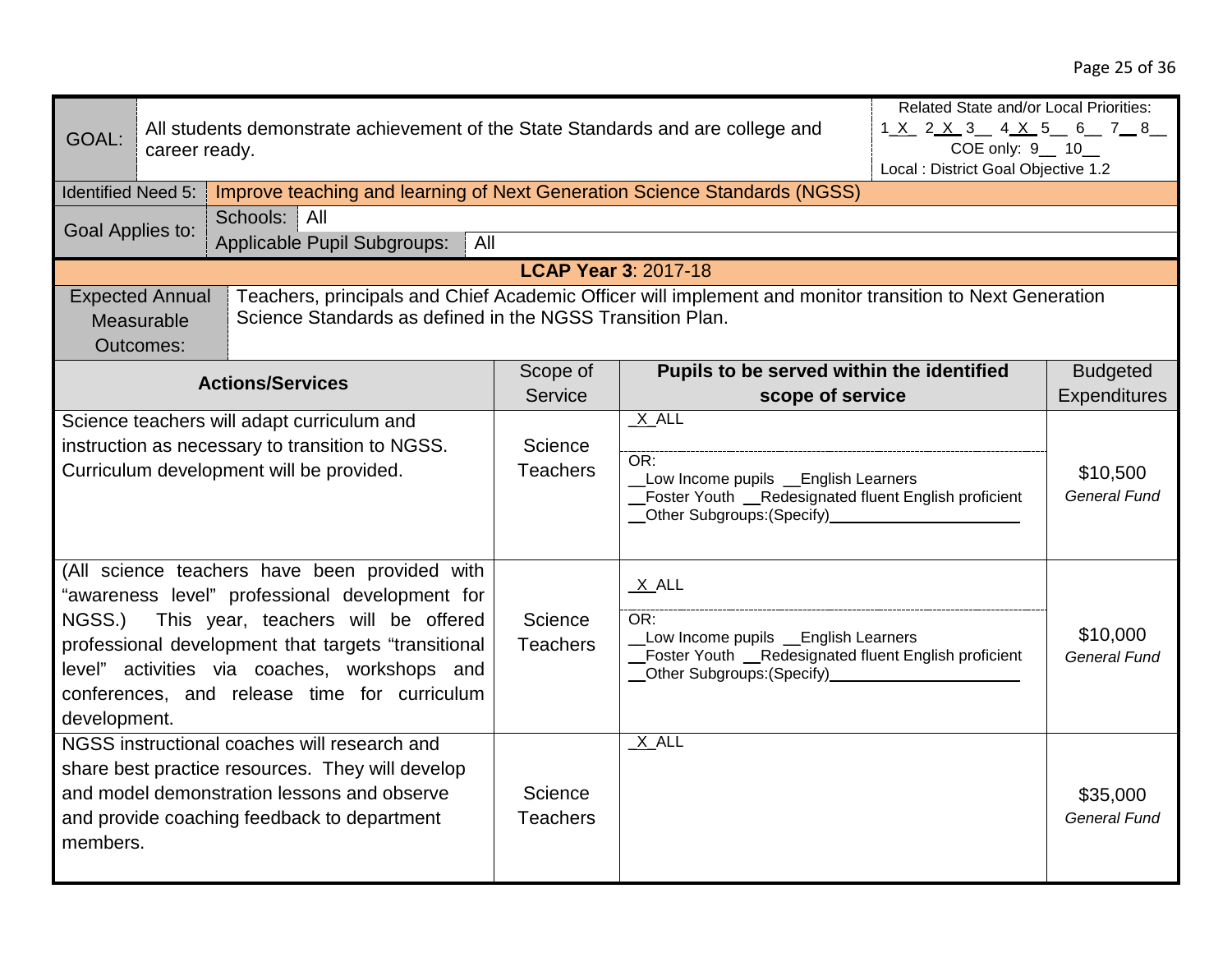| GOAL: | All students demonstrate achievement of the State Standards and are college and career ready. | | | Related State and/or Local Priorities: 1_X_ 2_X_ 3__ 4_X_ 5__ 6__ 7__ 8__ COE only: 9__ 10__ Local : District Goal Objective 1.2 |
|---|---|---|---|---|
| Identified Need 5: | Improve teaching and learning of Next Generation Science Standards (NGSS) | | | |
| Goal Applies to: | Schools: All | | | |
| | Applicable Pupil Subgroups: All | | | |
| **LCAP Year 3**: 2017-18 | | | | |
| Expected Annual Measurable Outcomes: | Teachers, principals and Chief Academic Officer will implement and monitor transition to Next Generation Science Standards as defined in the NGSS Transition Plan. | | | |

| **Actions/Services** | Scope of Service | **Pupils to be served within the identified scope of service** | Budgeted Expenditures |
|---|---|---|---|
| Science teachers will adapt curriculum and instruction as necessary to transition to NGSS. Curriculum development will be provided. | Science Teachers | _X_ALL<br>OR:<br>__Low Income pupils __English Learners<br>__Foster Youth __Redesignated fluent English proficient<br>__Other Subgroups:(Specify)________ | $10,500<br>*General Fund* |
| (All science teachers have been provided with "awareness level" professional development for NGSS.) This year, teachers will be offered professional development that targets "transitional level" activities via coaches, workshops and conferences, and release time for curriculum development. | Science Teachers | _X_ALL<br>OR:<br>__Low Income pupils __English Learners<br>__Foster Youth __Redesignated fluent English proficient<br>__Other Subgroups:(Specify)________ | $10,000<br>*General Fund* |
| NGSS instructional coaches will research and share best practice resources. They will develop and model demonstration lessons and observe and provide coaching feedback to department members. | Science Teachers | _X_ALL | $35,000<br>*General Fund* |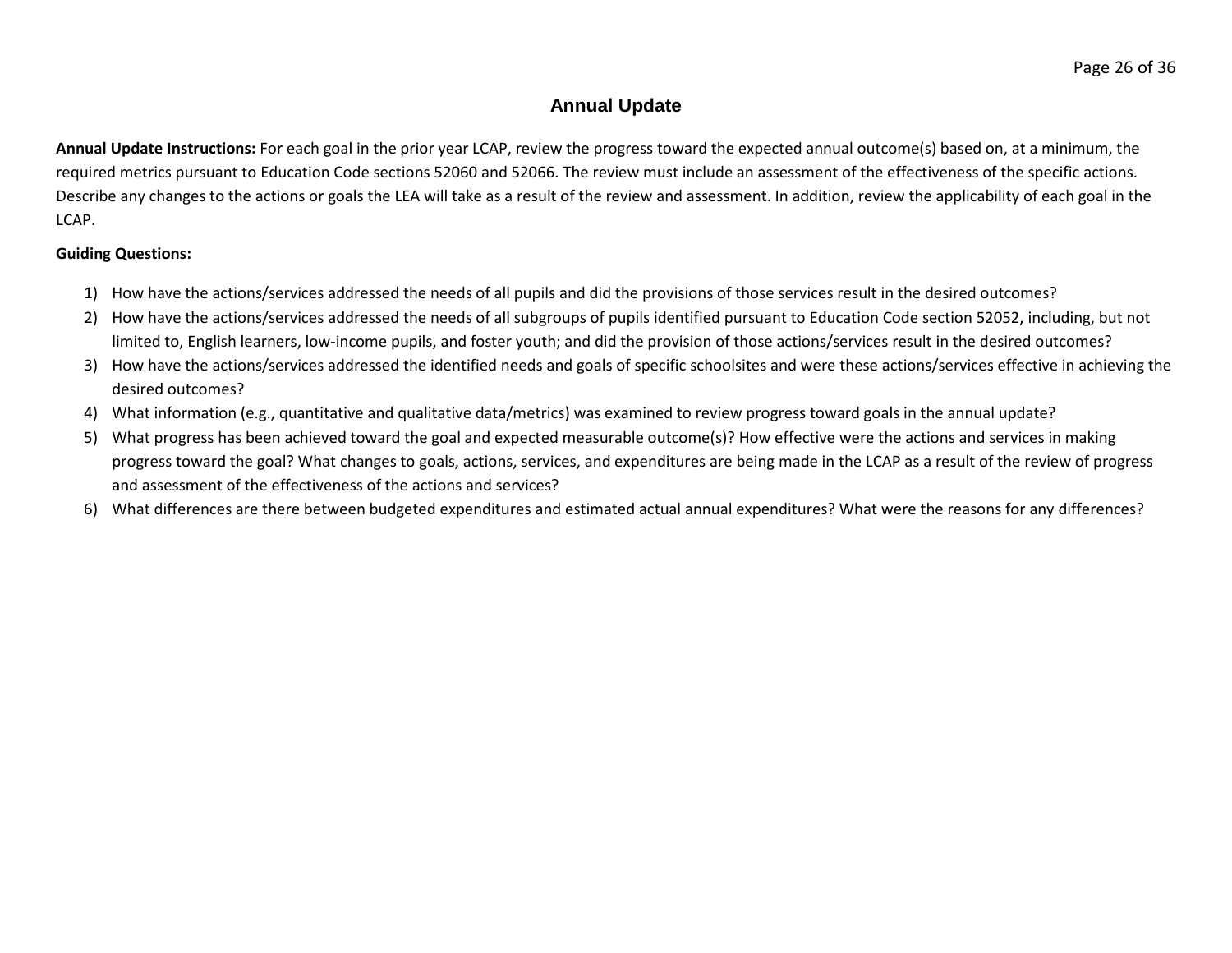## Annual Update

**Annual Update Instructions:** For each goal in the prior year LCAP, review the progress toward the expected annual outcome(s) based on, at a minimum, the required metrics pursuant to Education Code sections 52060 and 52066. The review must include an assessment of the effectiveness of the specific actions. Describe any changes to the actions or goals the LEA will take as a result of the review and assessment. In addition, review the applicability of each goal in the LCAP.

**Guiding Questions:**

1) How have the actions/services addressed the needs of all pupils and did the provisions of those services result in the desired outcomes?
2) How have the actions/services addressed the needs of all subgroups of pupils identified pursuant to Education Code section 52052, including, but not limited to, English learners, low-income pupils, and foster youth; and did the provision of those actions/services result in the desired outcomes?
3) How have the actions/services addressed the identified needs and goals of specific schoolsites and were these actions/services effective in achieving the desired outcomes?
4) What information (e.g., quantitative and qualitative data/metrics) was examined to review progress toward goals in the annual update?
5) What progress has been achieved toward the goal and expected measurable outcome(s)? How effective were the actions and services in making progress toward the goal? What changes to goals, actions, services, and expenditures are being made in the LCAP as a result of the review of progress and assessment of the effectiveness of the actions and services?
6) What differences are there between budgeted expenditures and estimated actual annual expenditures? What were the reasons for any differences?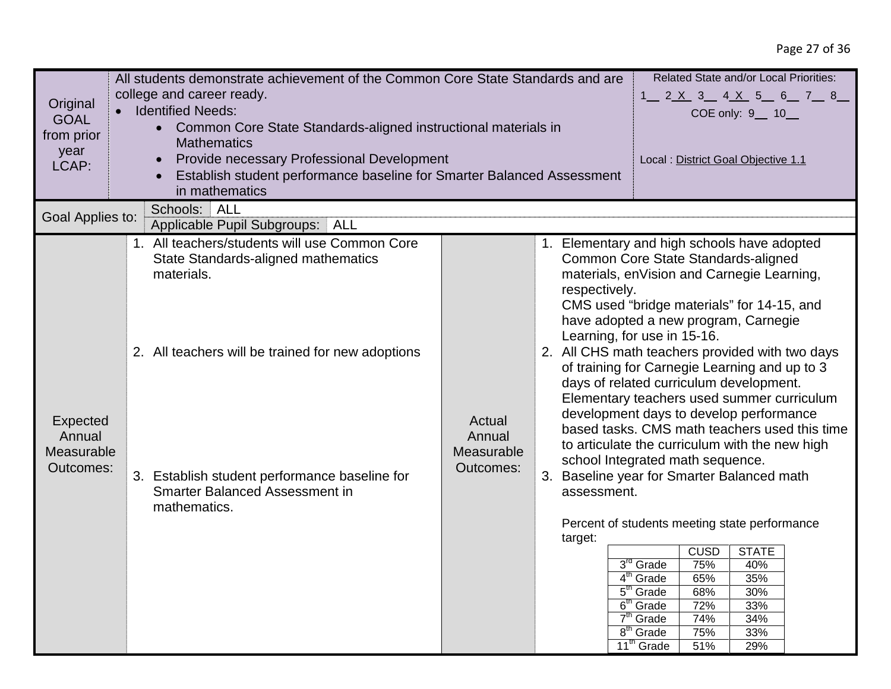| | |
|---|---|
| **Original GOAL from prior year LCAP:** | All students demonstrate achievement of the Common Core State Standards and are college and career ready. • Identified Needs: • Common Core State Standards-aligned instructional materials in Mathematics • Provide necessary Professional Development • Establish student performance baseline for Smarter Balanced Assessment in mathematics |
| **Related State and/or Local Priorities:** | 1__ 2_X_ 3__ 4_X_ 5__ 6__ 7__ 8__ COE only: 9__ 10__ Local : District Goal Objective 1.1 |
| **Goal Applies to:** | Schools: ALL; Applicable Pupil Subgroups: ALL |

**Expected Annual Measurable Outcomes:**

1. All teachers/students will use Common Core State Standards-aligned mathematics materials.
2. All teachers will be trained for new adoptions
3. Establish student performance baseline for Smarter Balanced Assessment in mathematics.

**Actual Annual Measurable Outcomes:**

1. Elementary and high schools have adopted Common Core State Standards-aligned materials, enVision and Carnegie Learning, respectively.
   CMS used "bridge materials" for 14-15, and have adopted a new program, Carnegie Learning, for use in 15-16.
2. All CHS math teachers provided with two days of training for Carnegie Learning and up to 3 days of related curriculum development. Elementary teachers used summer curriculum development days to develop performance based tasks. CMS math teachers used this time to articulate the curriculum with the new high school Integrated math sequence.
3. Baseline year for Smarter Balanced math assessment.

   Percent of students meeting state performance target:

| | CUSD | STATE |
|---|---|---|
| 3rd Grade | 75% | 40% |
| 4th Grade | 65% | 35% |
| 5th Grade | 68% | 30% |
| 6th Grade | 72% | 33% |
| 7th Grade | 74% | 34% |
| 8th Grade | 75% | 33% |
| 11th Grade | 51% | 29% |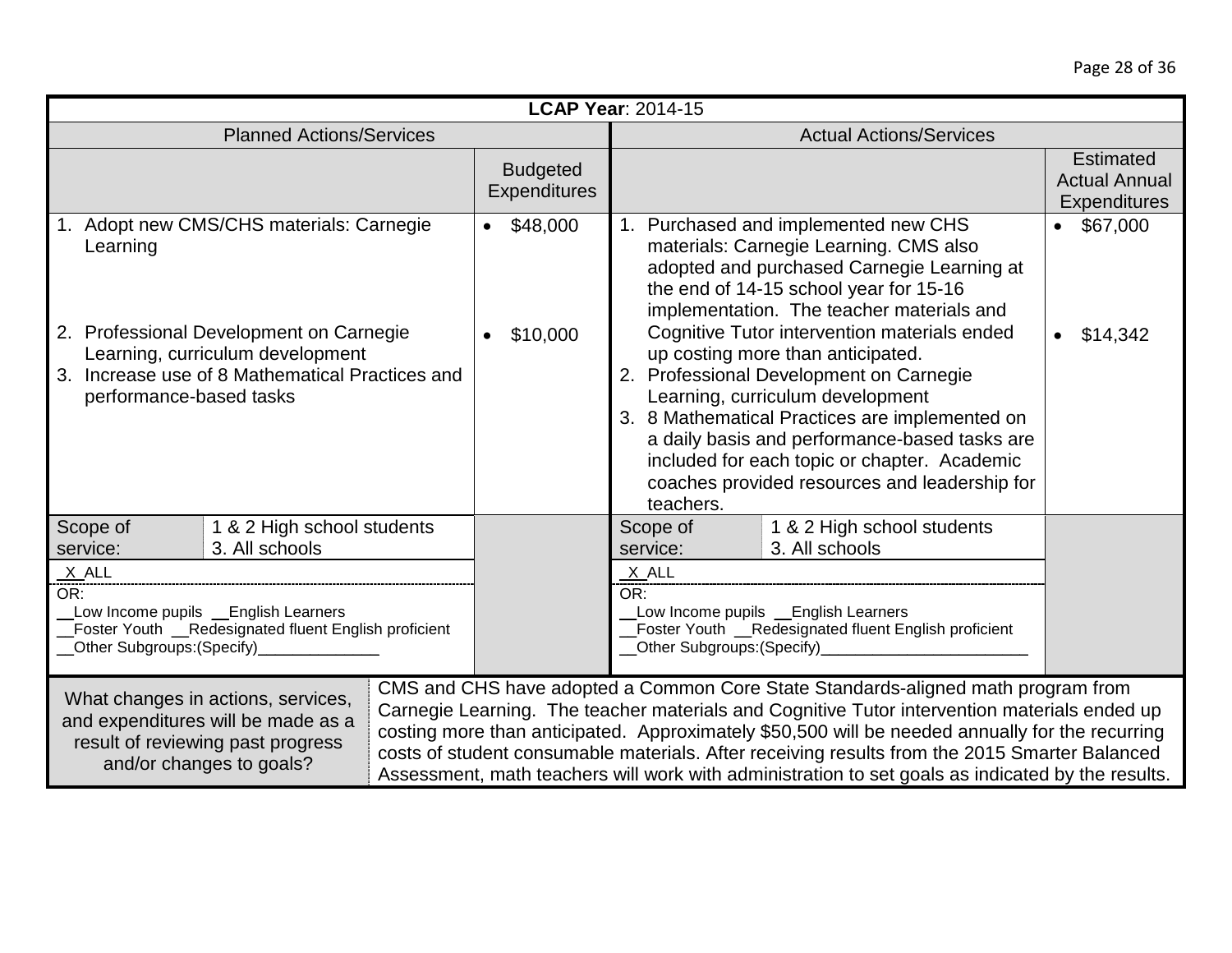**LCAP Year**: 2014-15

| Planned Actions/Services | | Budgeted Expenditures | Actual Actions/Services | | Estimated Actual Annual Expenditures |
|---|---|---|---|---|---|
| 1. Adopt new CMS/CHS materials: Carnegie Learning<br><br>2. Professional Development on Carnegie Learning, curriculum development<br>3. Increase use of 8 Mathematical Practices and performance-based tasks | | • $48,000<br><br>• $10,000 | 1. Purchased and implemented new CHS materials: Carnegie Learning. CMS also adopted and purchased Carnegie Learning at the end of 14-15 school year for 15-16 implementation. The teacher materials and Cognitive Tutor intervention materials ended up costing more than anticipated.<br>2. Professional Development on Carnegie Learning, curriculum development<br>3. 8 Mathematical Practices are implemented on a daily basis and performance-based tasks are included for each topic or chapter. Academic coaches provided resources and leadership for teachers. | | • $67,000<br><br>• $14,342 |
| Scope of service: | 1 & 2 High school students<br>3. All schools | | Scope of service: | 1 & 2 High school students<br>3. All schools | |
| _X_ALL<br>OR:<br>__Low Income pupils __English Learners<br>__Foster Youth __Redesignated fluent English proficient<br>__Other Subgroups:(Specify)______________ | | | _X_ALL<br>OR:<br>__Low Income pupils __English Learners<br>__Foster Youth __Redesignated fluent English proficient<br>__Other Subgroups:(Specify)________________________ | | |
| What changes in actions, services, and expenditures will be made as a result of reviewing past progress and/or changes to goals? | CMS and CHS have adopted a Common Core State Standards-aligned math program from Carnegie Learning. The teacher materials and Cognitive Tutor intervention materials ended up costing more than anticipated. Approximately $50,500 will be needed annually for the recurring costs of student consumable materials. After receiving results from the 2015 Smarter Balanced Assessment, math teachers will work with administration to set goals as indicated by the results. | | | | |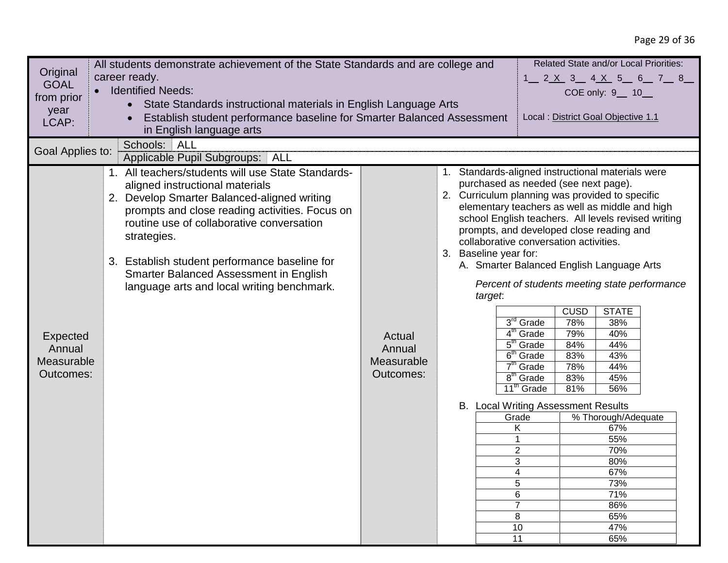| Original GOAL from prior year LCAP: | All students demonstrate achievement of the State Standards and are college and career ready.<br>• Identified Needs:<br>  • State Standards instructional materials in English Language Arts<br>  • Establish student performance baseline for Smarter Balanced Assessment in English language arts | Related State and/or Local Priorities:<br>1\_\_ 2_X_ 3\_\_ 4_X_ 5\_\_ 6\_\_ 7\_\_ 8\_\_<br>COE only: 9\_\_ 10\_\_<br><br>Local : District Goal Objective 1.1 |
|---|---|---|

| Goal Applies to: | Schools: ALL |
|---|---|
| | Applicable Pupil Subgroups: ALL |

**Expected Annual Measurable Outcomes:**

1. All teachers/students will use State Standards-aligned instructional materials
2. Develop Smarter Balanced-aligned writing prompts and close reading activities. Focus on routine use of collaborative conversation strategies.
3. Establish student performance baseline for Smarter Balanced Assessment in English language arts and local writing benchmark.

**Actual Annual Measurable Outcomes:**

1. Standards-aligned instructional materials were purchased as needed (see next page).
2. Curriculum planning was provided to specific elementary teachers as well as middle and high school English teachers. All levels revised writing prompts, and developed close reading and collaborative conversation activities.
3. Baseline year for:
   A. Smarter Balanced English Language Arts

   *Percent of students meeting state performance target*:

| | CUSD | STATE |
|---|---|---|
| 3rd Grade | 78% | 38% |
| 4th Grade | 79% | 40% |
| 5th Grade | 84% | 44% |
| 6th Grade | 83% | 43% |
| 7th Grade | 78% | 44% |
| 8th Grade | 83% | 45% |
| 11th Grade | 81% | 56% |

   B. Local Writing Assessment Results

| Grade | % Thorough/Adequate |
|---|---|
| K | 67% |
| 1 | 55% |
| 2 | 70% |
| 3 | 80% |
| 4 | 67% |
| 5 | 73% |
| 6 | 71% |
| 7 | 86% |
| 8 | 65% |
| 10 | 47% |
| 11 | 65% |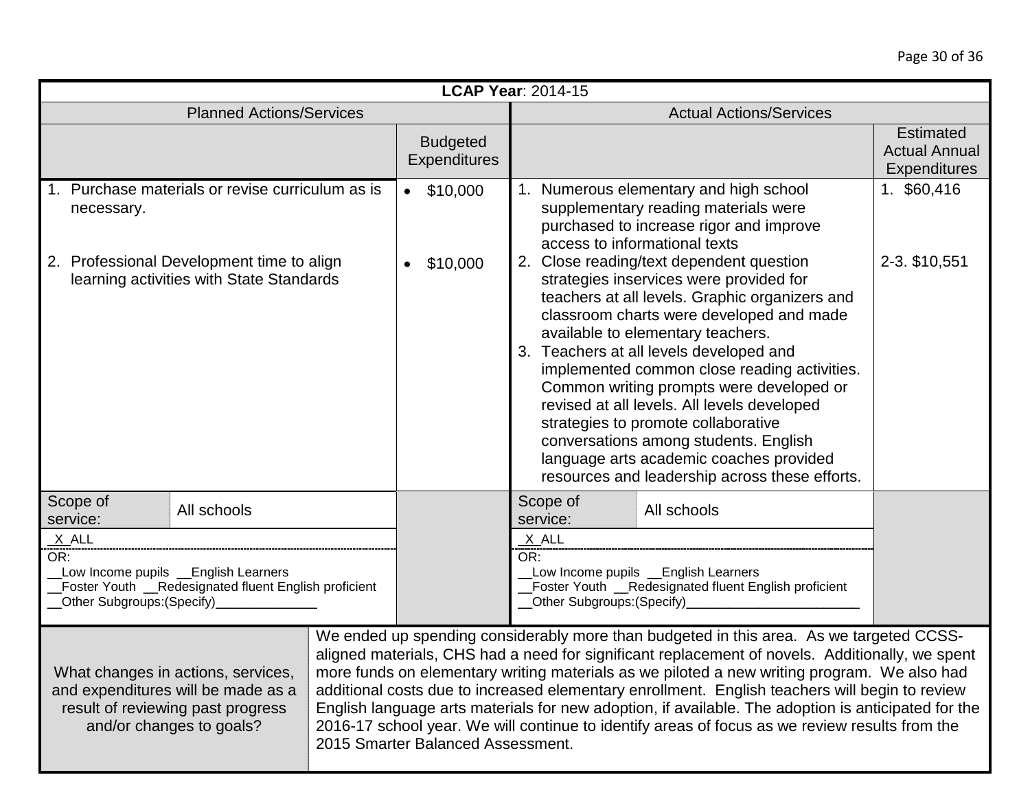| **LCAP Year**: 2014-15 | | | |
|---|---|---|---|
| Planned Actions/Services | | Actual Actions/Services | |
| | Budgeted Expenditures | | Estimated Actual Annual Expenditures |
| 1. Purchase materials or revise curriculum as is necessary.<br><br>2. Professional Development time to align learning activities with State Standards | • $10,000<br><br>• $10,000 | 1. Numerous elementary and high school supplementary reading materials were purchased to increase rigor and improve access to informational texts<br>2. Close reading/text dependent question strategies inservices were provided for teachers at all levels. Graphic organizers and classroom charts were developed and made available to elementary teachers.<br>3. Teachers at all levels developed and implemented common close reading activities. Common writing prompts were developed or revised at all levels. All levels developed strategies to promote collaborative conversations among students. English language arts academic coaches provided resources and leadership across these efforts. | 1. $60,416<br><br>2-3. $10,551 |
| Scope of service: All schools<br>_X_ALL<br>OR:<br>__Low Income pupils __English Learners<br>__Foster Youth __Redesignated fluent English proficient<br>__Other Subgroups:(Specify)______________ | | Scope of service: All schools<br>_X_ALL<br>OR:<br>__Low Income pupils __English Learners<br>__Foster Youth __Redesignated fluent English proficient<br>__Other Subgroups:(Specify)________________________ | |
| What changes in actions, services, and expenditures will be made as a result of reviewing past progress and/or changes to goals? | We ended up spending considerably more than budgeted in this area. As we targeted CCSS-aligned materials, CHS had a need for significant replacement of novels. Additionally, we spent more funds on elementary writing materials as we piloted a new writing program. We also had additional costs due to increased elementary enrollment. English teachers will begin to review English language arts materials for new adoption, if available. The adoption is anticipated for the 2016-17 school year. We will continue to identify areas of focus as we review results from the 2015 Smarter Balanced Assessment. | | |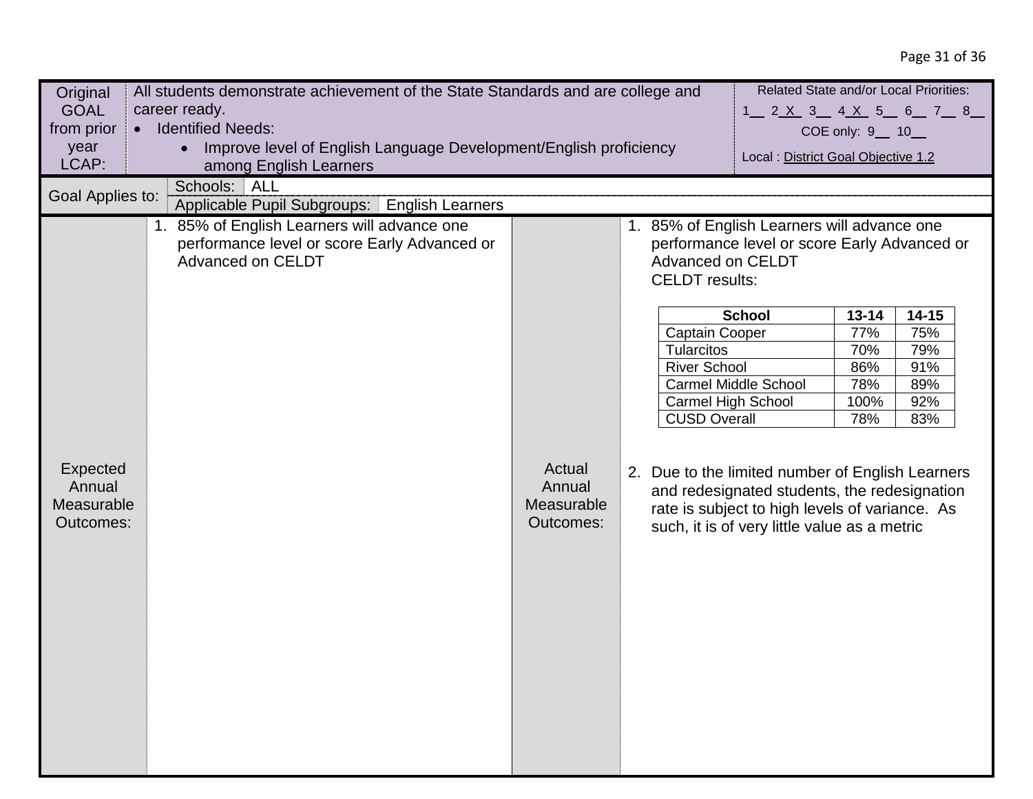| Original GOAL from prior year LCAP: | All students demonstrate achievement of the State Standards and are college and career ready.<br>• Identified Needs:<br>  • Improve level of English Language Development/English proficiency among English Learners | Related State and/or Local Priorities:<br>1__ 2_X_ 3__ 4_X_ 5__ 6__ 7__ 8__<br>COE only: 9__ 10__<br>Local : District Goal Objective 1.2 |
|---|---|---|

| Goal Applies to: | Schools: ALL |
|---|---|
| | Applicable Pupil Subgroups: English Learners |

**Expected Annual Measurable Outcomes:**

1. 85% of English Learners will advance one performance level or score Early Advanced or Advanced on CELDT

**Actual Annual Measurable Outcomes:**

1. 85% of English Learners will advance one performance level or score Early Advanced or Advanced on CELDT
   CELDT results:

| School | 13-14 | 14-15 |
|---|---|---|
| Captain Cooper | 77% | 75% |
| Tularcitos | 70% | 79% |
| River School | 86% | 91% |
| Carmel Middle School | 78% | 89% |
| Carmel High School | 100% | 92% |
| CUSD Overall | 78% | 83% |

2. Due to the limited number of English Learners and redesignated students, the redesignation rate is subject to high levels of variance. As such, it is of very little value as a metric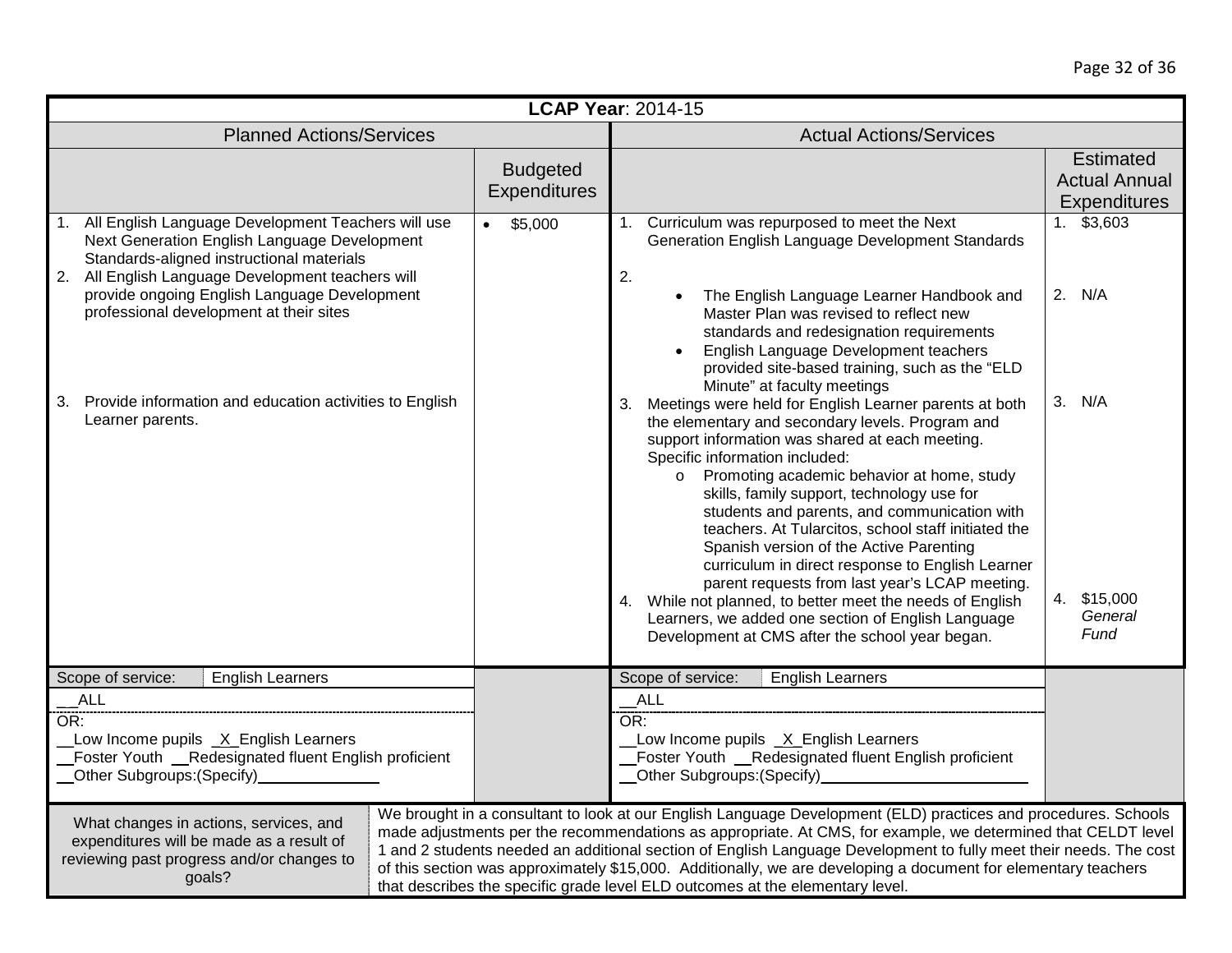**LCAP Year**: 2014-15

| Planned Actions/Services | Budgeted Expenditures | Actual Actions/Services | Estimated Actual Annual Expenditures |
|---|---|---|---|
| 1. All English Language Development Teachers will use Next Generation English Language Development Standards-aligned instructional materials<br>2. All English Language Development teachers will provide ongoing English Language Development professional development at their sites<br><br>3. Provide information and education activities to English Learner parents. | • $5,000 | 1. Curriculum was repurposed to meet the Next Generation English Language Development Standards<br><br>2.<br>• The English Language Learner Handbook and Master Plan was revised to reflect new standards and redesignation requirements<br>• English Language Development teachers provided site-based training, such as the "ELD Minute" at faculty meetings<br>3. Meetings were held for English Learner parents at both the elementary and secondary levels. Program and support information was shared at each meeting. Specific information included:<br>o Promoting academic behavior at home, study skills, family support, technology use for students and parents, and communication with teachers. At Tularcitos, school staff initiated the Spanish version of the Active Parenting curriculum in direct response to English Learner parent requests from last year's LCAP meeting.<br>4. While not planned, to better meet the needs of English Learners, we added one section of English Language Development at CMS after the school year began. | 1. $3,603<br><br>2. N/A<br><br>3. N/A<br><br>4. $15,000 *General Fund* |
| Scope of service: English Learners<br>__ALL<br>OR:<br>__Low Income pupils _X_English Learners<br>__Foster Youth __Redesignated fluent English proficient<br>__Other Subgroups:(Specify)______________ | | Scope of service: English Learners<br>__ALL<br>OR:<br>__Low Income pupils _X_English Learners<br>__Foster Youth __Redesignated fluent English proficient<br>__Other Subgroups:(Specify)______________ | |

| What changes in actions, services, and expenditures will be made as a result of reviewing past progress and/or changes to goals? | We brought in a consultant to look at our English Language Development (ELD) practices and procedures. Schools made adjustments per the recommendations as appropriate. At CMS, for example, we determined that CELDT level 1 and 2 students needed an additional section of English Language Development to fully meet their needs. The cost of this section was approximately $15,000. Additionally, we are developing a document for elementary teachers that describes the specific grade level ELD outcomes at the elementary level. |
|---|---|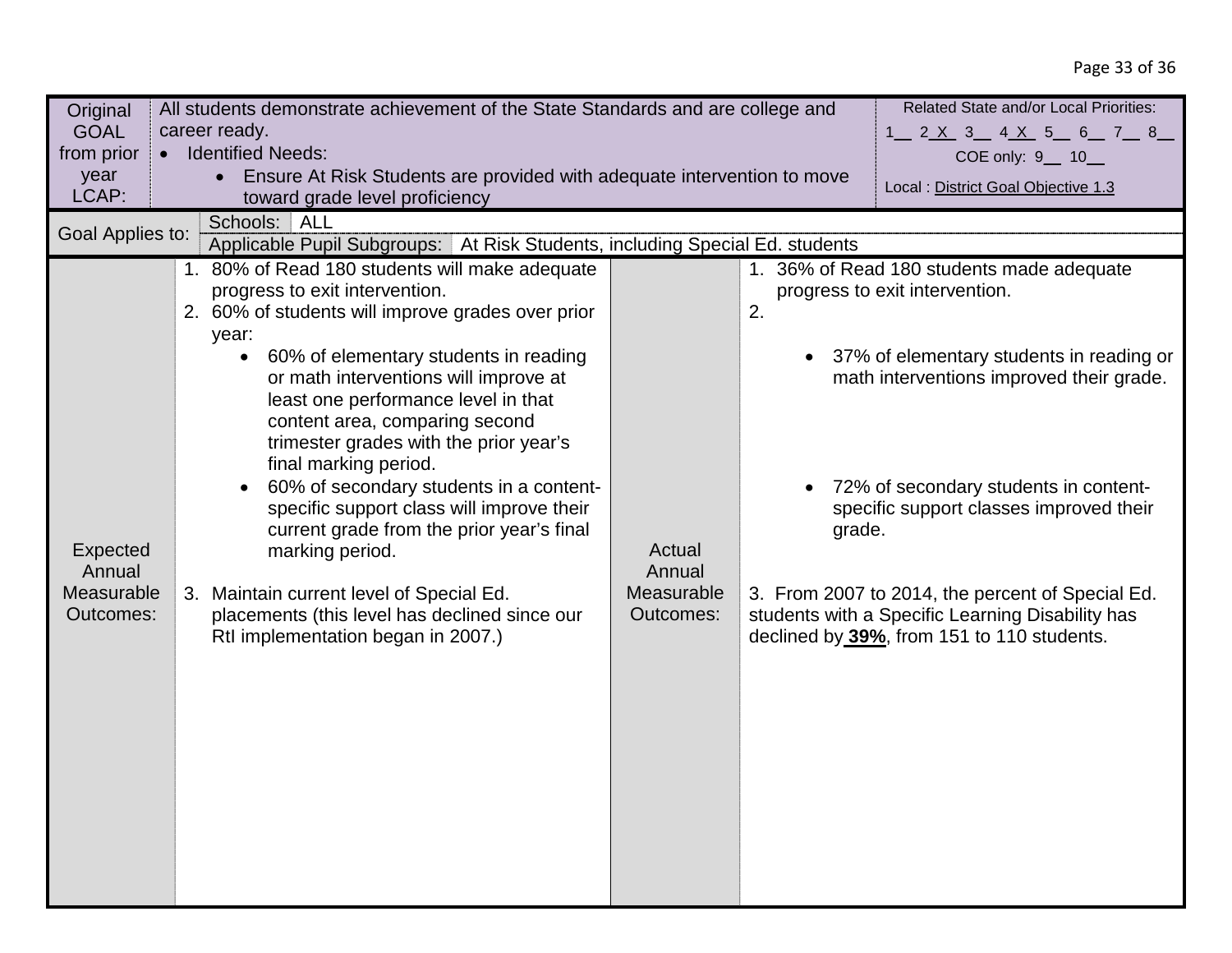| Original GOAL from prior year LCAP: | All students demonstrate achievement of the State Standards and are college and career ready.<br>• Identified Needs:<br>  • Ensure At Risk Students are provided with adequate intervention to move toward grade level proficiency | | Related State and/or Local Priorities:<br>1__ 2_X_ 3__ 4_X_ 5__ 6__ 7__ 8__<br>COE only: 9__ 10__<br>Local : District Goal Objective 1.3 |
|---|---|---|---|
| Goal Applies to: | Schools: ALL<br>Applicable Pupil Subgroups: At Risk Students, including Special Ed. students | | |
| Expected Annual Measurable Outcomes: | 1. 80% of Read 180 students will make adequate progress to exit intervention.<br>2. 60% of students will improve grades over prior year:<br>  • 60% of elementary students in reading or math interventions will improve at least one performance level in that content area, comparing second trimester grades with the prior year's final marking period.<br>  • 60% of secondary students in a content-specific support class will improve their current grade from the prior year's final marking period.<br>3. Maintain current level of Special Ed. placements (this level has declined since our RtI implementation began in 2007.) | Actual Annual Measurable Outcomes: | 1. 36% of Read 180 students made adequate progress to exit intervention.<br>2.<br>  • 37% of elementary students in reading or math interventions improved their grade.<br>  • 72% of secondary students in content-specific support classes improved their grade.<br>3. From 2007 to 2014, the percent of Special Ed. students with a Specific Learning Disability has declined by **39%**, from 151 to 110 students. |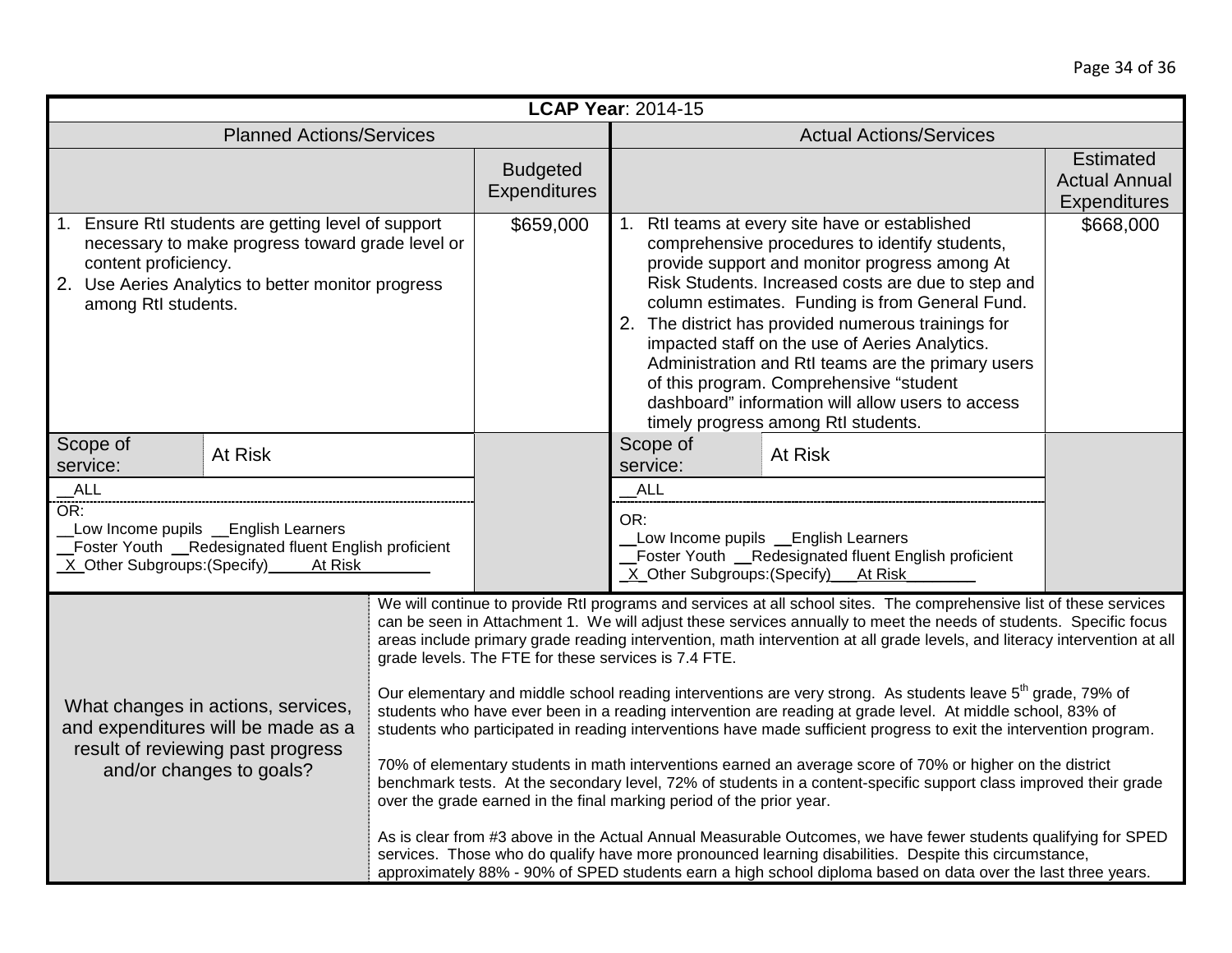| **LCAP Year**: 2014-15 | | | |
|---|---|---|---|
| **Planned Actions/Services** | | **Actual Actions/Services** | |
| | Budgeted Expenditures | | Estimated Actual Annual Expenditures |
| 1. Ensure RtI students are getting level of support necessary to make progress toward grade level or content proficiency.<br>2. Use Aeries Analytics to better monitor progress among RtI students. | $659,000 | 1. RtI teams at every site have or established comprehensive procedures to identify students, provide support and monitor progress among At Risk Students. Increased costs are due to step and column estimates. Funding is from General Fund.<br>2. The district has provided numerous trainings for impacted staff on the use of Aeries Analytics. Administration and RtI teams are the primary users of this program. Comprehensive "student dashboard" information will allow users to access timely progress among RtI students. | $668,000 |
| Scope of service: At Risk | | Scope of service: At Risk | |
| __ALL<br>OR:<br>__Low Income pupils __English Learners<br>__Foster Youth __Redesignated fluent English proficient<br>_X_Other Subgroups:(Specify)_____At Risk________ | | __ALL<br>OR:<br>__Low Income pupils __English Learners<br>__Foster Youth __Redesignated fluent English proficient<br>_X_Other Subgroups:(Specify)___At Risk________ | |

| What changes in actions, services, and expenditures will be made as a result of reviewing past progress and/or changes to goals? | We will continue to provide RtI programs and services at all school sites. The comprehensive list of these services can be seen in Attachment 1. We will adjust these services annually to meet the needs of students. Specific focus areas include primary grade reading intervention, math intervention at all grade levels, and literacy intervention at all grade levels. The FTE for these services is 7.4 FTE.<br><br>Our elementary and middle school reading interventions are very strong. As students leave 5th grade, 79% of students who have ever been in a reading intervention are reading at grade level. At middle school, 83% of students who participated in reading interventions have made sufficient progress to exit the intervention program.<br><br>70% of elementary students in math interventions earned an average score of 70% or higher on the district benchmark tests. At the secondary level, 72% of students in a content-specific support class improved their grade over the grade earned in the final marking period of the prior year.<br><br>As is clear from #3 above in the Actual Annual Measurable Outcomes, we have fewer students qualifying for SPED services. Those who do qualify have more pronounced learning disabilities. Despite this circumstance, approximately 88% - 90% of SPED students earn a high school diploma based on data over the last three years. |
|---|---|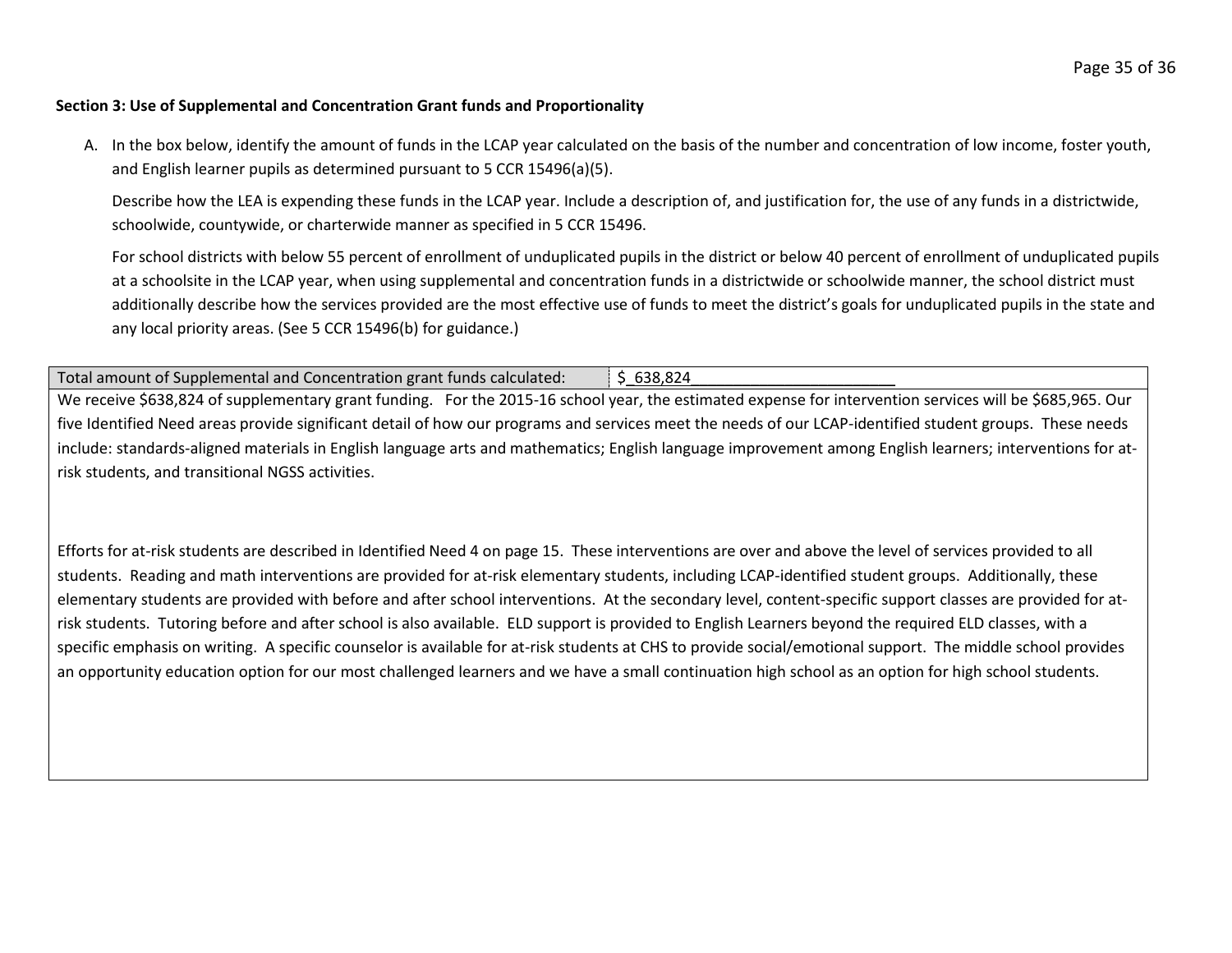**Section 3: Use of Supplemental and Concentration Grant funds and Proportionality**

A. In the box below, identify the amount of funds in the LCAP year calculated on the basis of the number and concentration of low income, foster youth, and English learner pupils as determined pursuant to 5 CCR 15496(a)(5).

   Describe how the LEA is expending these funds in the LCAP year. Include a description of, and justification for, the use of any funds in a districtwide, schoolwide, countywide, or charterwide manner as specified in 5 CCR 15496.

   For school districts with below 55 percent of enrollment of unduplicated pupils in the district or below 40 percent of enrollment of unduplicated pupils at a schoolsite in the LCAP year, when using supplemental and concentration funds in a districtwide or schoolwide manner, the school district must additionally describe how the services provided are the most effective use of funds to meet the district's goals for unduplicated pupils in the state and any local priority areas. (See 5 CCR 15496(b) for guidance.)

| Total amount of Supplemental and Concentration grant funds calculated: | $ 638,824 |
|---|---|

We receive $638,824 of supplementary grant funding. For the 2015-16 school year, the estimated expense for intervention services will be $685,965. Our five Identified Need areas provide significant detail of how our programs and services meet the needs of our LCAP-identified student groups. These needs include: standards-aligned materials in English language arts and mathematics; English language improvement among English learners; interventions for at-risk students, and transitional NGSS activities.

Efforts for at-risk students are described in Identified Need 4 on page 15. These interventions are over and above the level of services provided to all students. Reading and math interventions are provided for at-risk elementary students, including LCAP-identified student groups. Additionally, these elementary students are provided with before and after school interventions. At the secondary level, content-specific support classes are provided for at-risk students. Tutoring before and after school is also available. ELD support is provided to English Learners beyond the required ELD classes, with a specific emphasis on writing. A specific counselor is available for at-risk students at CHS to provide social/emotional support. The middle school provides an opportunity education option for our most challenged learners and we have a small continuation high school as an option for high school students.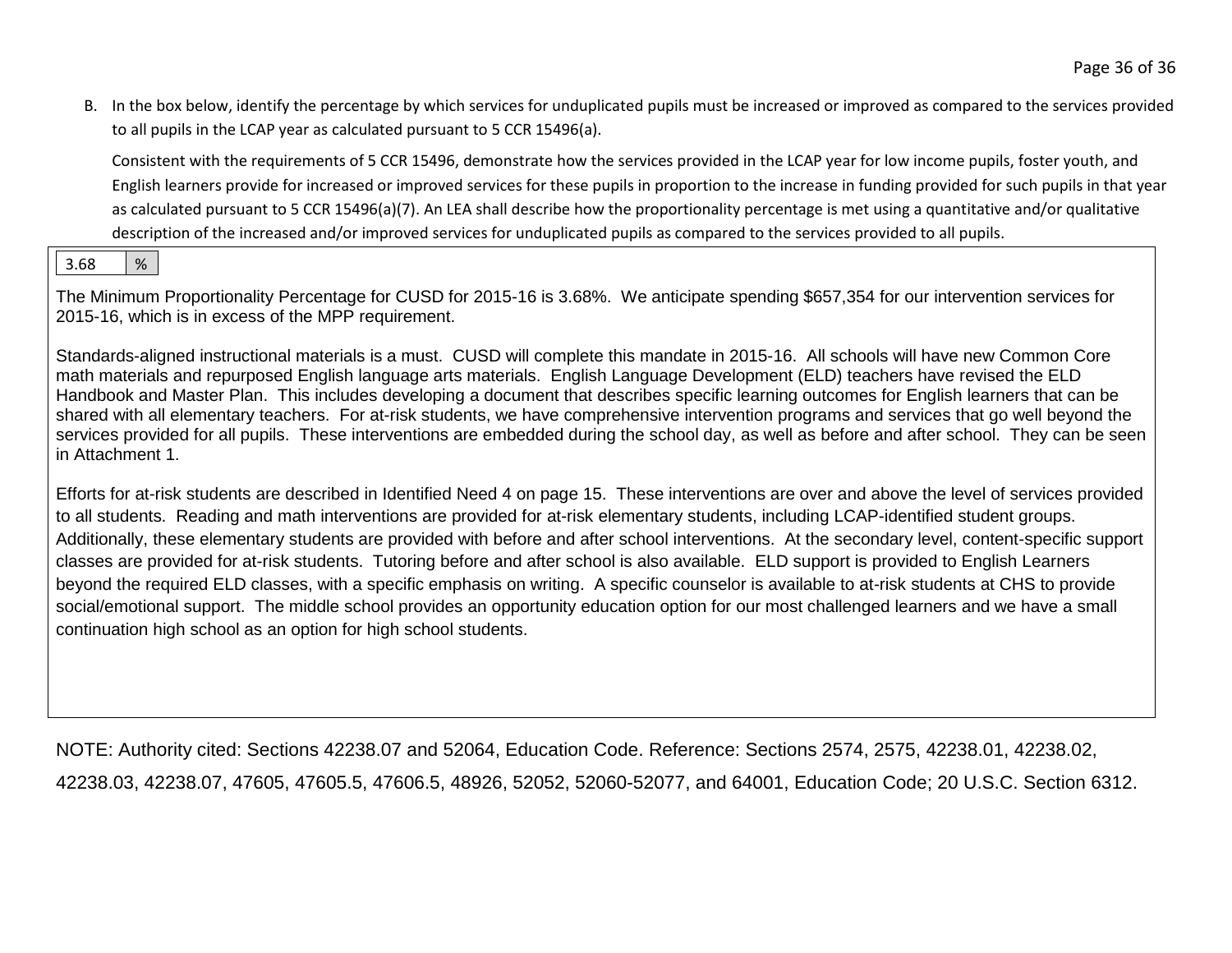B. In the box below, identify the percentage by which services for unduplicated pupils must be increased or improved as compared to the services provided to all pupils in the LCAP year as calculated pursuant to 5 CCR 15496(a).

Consistent with the requirements of 5 CCR 15496, demonstrate how the services provided in the LCAP year for low income pupils, foster youth, and English learners provide for increased or improved services for these pupils in proportion to the increase in funding provided for such pupils in that year as calculated pursuant to 5 CCR 15496(a)(7). An LEA shall describe how the proportionality percentage is met using a quantitative and/or qualitative description of the increased and/or improved services for unduplicated pupils as compared to the services provided to all pupils.

| 3.68 | % |
|---|---|

The Minimum Proportionality Percentage for CUSD for 2015-16 is 3.68%. We anticipate spending $657,354 for our intervention services for 2015-16, which is in excess of the MPP requirement.

Standards-aligned instructional materials is a must. CUSD will complete this mandate in 2015-16. All schools will have new Common Core math materials and repurposed English language arts materials. English Language Development (ELD) teachers have revised the ELD Handbook and Master Plan. This includes developing a document that describes specific learning outcomes for English learners that can be shared with all elementary teachers. For at-risk students, we have comprehensive intervention programs and services that go well beyond the services provided for all pupils. These interventions are embedded during the school day, as well as before and after school. They can be seen in Attachment 1.

Efforts for at-risk students are described in Identified Need 4 on page 15. These interventions are over and above the level of services provided to all students. Reading and math interventions are provided for at-risk elementary students, including LCAP-identified student groups. Additionally, these elementary students are provided with before and after school interventions. At the secondary level, content-specific support classes are provided for at-risk students. Tutoring before and after school is also available. ELD support is provided to English Learners beyond the required ELD classes, with a specific emphasis on writing. A specific counselor is available to at-risk students at CHS to provide social/emotional support. The middle school provides an opportunity education option for our most challenged learners and we have a small continuation high school as an option for high school students.

NOTE: Authority cited: Sections 42238.07 and 52064, Education Code. Reference: Sections 2574, 2575, 42238.01, 42238.02, 42238.03, 42238.07, 47605, 47605.5, 47606.5, 48926, 52052, 52060-52077, and 64001, Education Code; 20 U.S.C. Section 6312.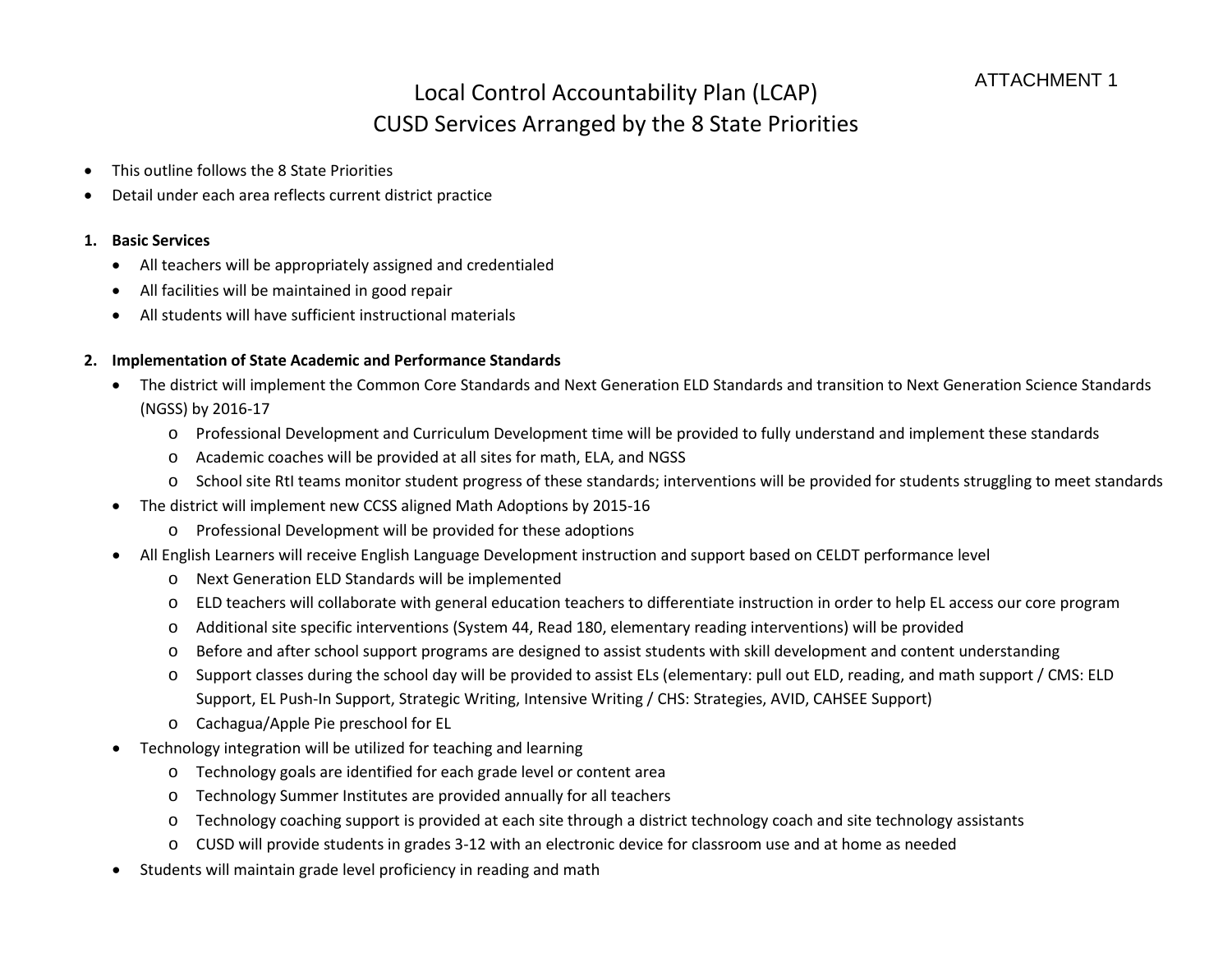ATTACHMENT 1

# Local Control Accountability Plan (LCAP)
# CUSD Services Arranged by the 8 State Priorities

- This outline follows the 8 State Priorities
- Detail under each area reflects current district practice

1. **Basic Services**
   - All teachers will be appropriately assigned and credentialed
   - All facilities will be maintained in good repair
   - All students will have sufficient instructional materials

2. **Implementation of State Academic and Performance Standards**
   - The district will implement the Common Core Standards and Next Generation ELD Standards and transition to Next Generation Science Standards (NGSS) by 2016-17
     - Professional Development and Curriculum Development time will be provided to fully understand and implement these standards
     - Academic coaches will be provided at all sites for math, ELA, and NGSS
     - School site RtI teams monitor student progress of these standards; interventions will be provided for students struggling to meet standards
   - The district will implement new CCSS aligned Math Adoptions by 2015-16
     - Professional Development will be provided for these adoptions
   - All English Learners will receive English Language Development instruction and support based on CELDT performance level
     - Next Generation ELD Standards will be implemented
     - ELD teachers will collaborate with general education teachers to differentiate instruction in order to help EL access our core program
     - Additional site specific interventions (System 44, Read 180, elementary reading interventions) will be provided
     - Before and after school support programs are designed to assist students with skill development and content understanding
     - Support classes during the school day will be provided to assist ELs (elementary: pull out ELD, reading, and math support / CMS: ELD Support, EL Push-In Support, Strategic Writing, Intensive Writing / CHS: Strategies, AVID, CAHSEE Support)
     - Cachagua/Apple Pie preschool for EL
   - Technology integration will be utilized for teaching and learning
     - Technology goals are identified for each grade level or content area
     - Technology Summer Institutes are provided annually for all teachers
     - Technology coaching support is provided at each site through a district technology coach and site technology assistants
     - CUSD will provide students in grades 3-12 with an electronic device for classroom use and at home as needed
   - Students will maintain grade level proficiency in reading and math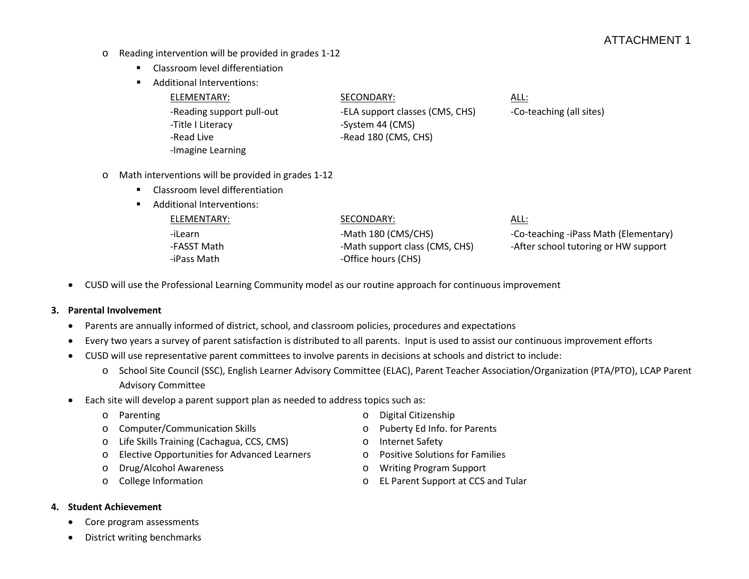- Reading intervention will be provided in grades 1-12
  - Classroom level differentiation
  - Additional Interventions:

| ELEMENTARY: | SECONDARY: | ALL: |
|---|---|---|
| -Reading support pull-out<br>-Title I Literacy<br>-Read Live<br>-Imagine Learning | -ELA support classes (CMS, CHS)<br>-System 44 (CMS)<br>-Read 180 (CMS, CHS) | -Co-teaching (all sites) |

- Math interventions will be provided in grades 1-12
  - Classroom level differentiation
  - Additional Interventions:

| ELEMENTARY: | SECONDARY: | ALL: |
|---|---|---|
| -iLearn<br>-FASST Math<br>-iPass Math | -Math 180 (CMS/CHS)<br>-Math support class (CMS, CHS)<br>-Office hours (CHS) | -Co-teaching -iPass Math (Elementary)<br>-After school tutoring or HW support |

- CUSD will use the Professional Learning Community model as our routine approach for continuous improvement

**3. Parental Involvement**

- Parents are annually informed of district, school, and classroom policies, procedures and expectations
- Every two years a survey of parent satisfaction is distributed to all parents. Input is used to assist our continuous improvement efforts
- CUSD will use representative parent committees to involve parents in decisions at schools and district to include:
  - School Site Council (SSC), English Learner Advisory Committee (ELAC), Parent Teacher Association/Organization (PTA/PTO), LCAP Parent Advisory Committee
- Each site will develop a parent support plan as needed to address topics such as:
  - Parenting
  - Computer/Communication Skills
  - Life Skills Training (Cachagua, CCS, CMS)
  - Elective Opportunities for Advanced Learners
  - Drug/Alcohol Awareness
  - College Information
  - Digital Citizenship
  - Puberty Ed Info. for Parents
  - Internet Safety
  - Positive Solutions for Families
  - Writing Program Support
  - EL Parent Support at CCS and Tular

**4. Student Achievement**

- Core program assessments
- District writing benchmarks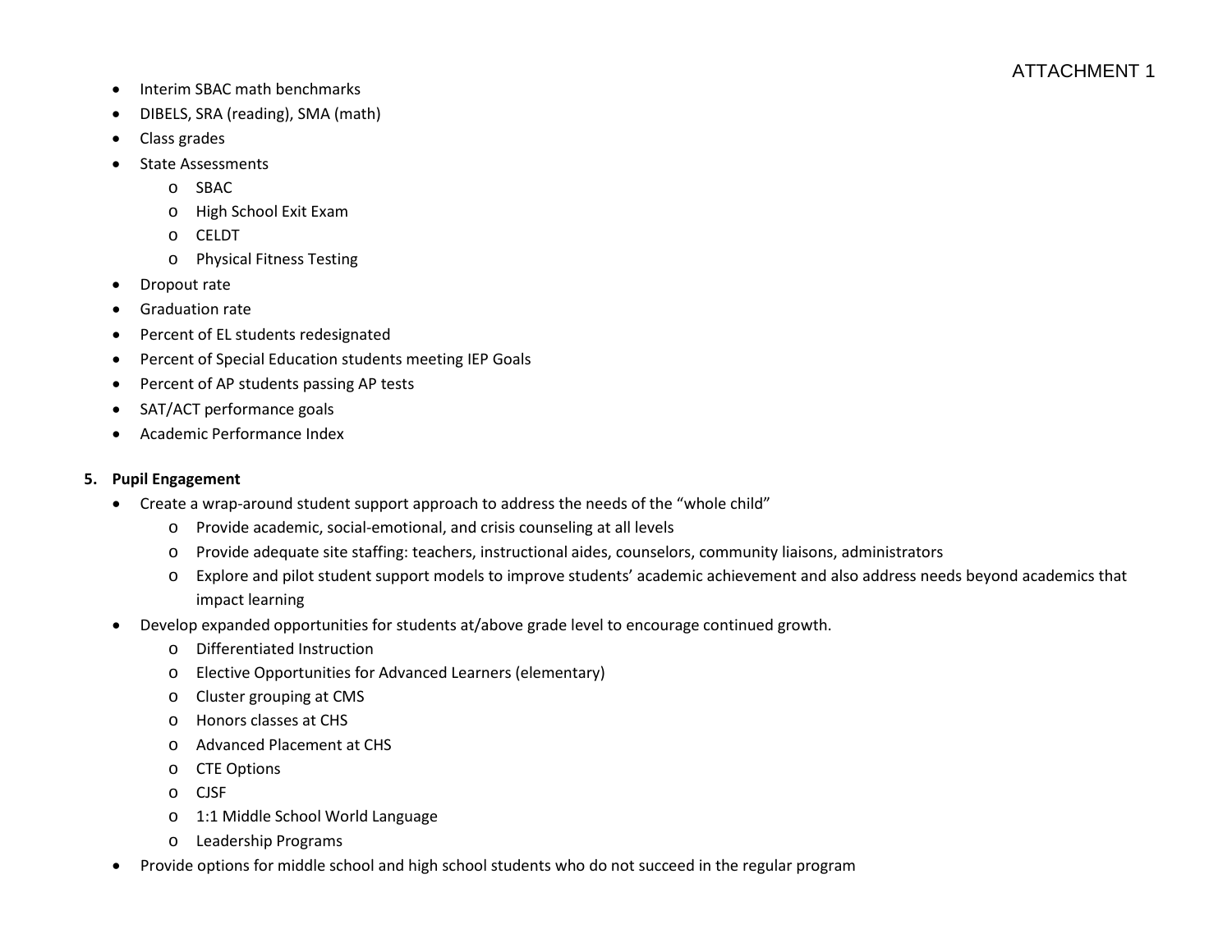ATTACHMENT 1

- Interim SBAC math benchmarks
- DIBELS, SRA (reading), SMA (math)
- Class grades
- State Assessments
  - SBAC
  - High School Exit Exam
  - CELDT
  - Physical Fitness Testing
- Dropout rate
- Graduation rate
- Percent of EL students redesignated
- Percent of Special Education students meeting IEP Goals
- Percent of AP students passing AP tests
- SAT/ACT performance goals
- Academic Performance Index

**5. Pupil Engagement**

- Create a wrap-around student support approach to address the needs of the "whole child"
  - Provide academic, social-emotional, and crisis counseling at all levels
  - Provide adequate site staffing: teachers, instructional aides, counselors, community liaisons, administrators
  - Explore and pilot student support models to improve students' academic achievement and also address needs beyond academics that impact learning
- Develop expanded opportunities for students at/above grade level to encourage continued growth.
  - Differentiated Instruction
  - Elective Opportunities for Advanced Learners (elementary)
  - Cluster grouping at CMS
  - Honors classes at CHS
  - Advanced Placement at CHS
  - CTE Options
  - CJSF
  - 1:1 Middle School World Language
  - Leadership Programs
- Provide options for middle school and high school students who do not succeed in the regular program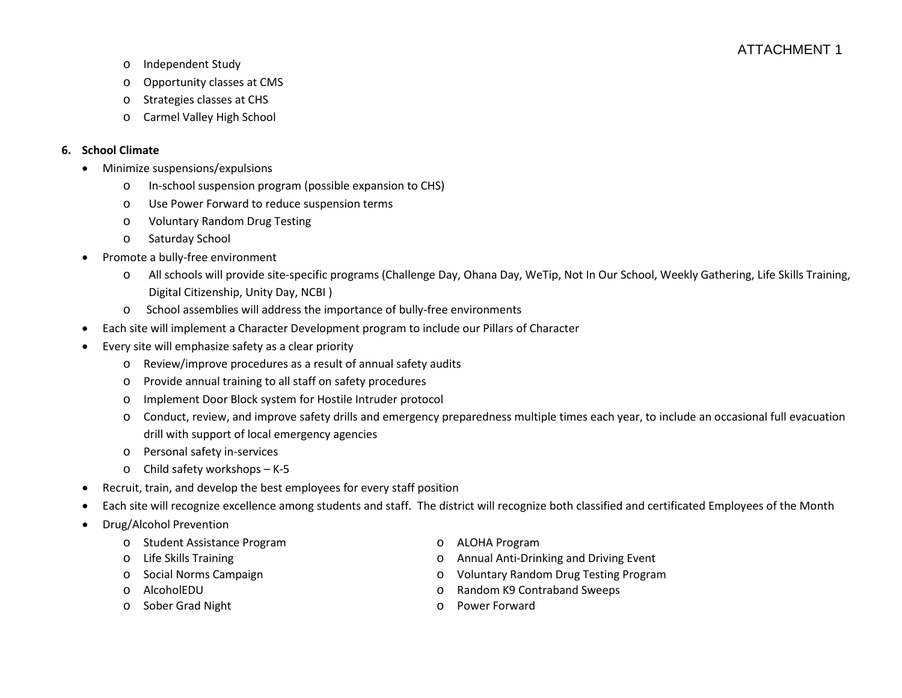ATTACHMENT 1

- Independent Study
- Opportunity classes at CMS
- Strategies classes at CHS
- Carmel Valley High School

**6. School Climate**

- Minimize suspensions/expulsions
  - In-school suspension program (possible expansion to CHS)
  - Use Power Forward to reduce suspension terms
  - Voluntary Random Drug Testing
  - Saturday School
- Promote a bully-free environment
  - All schools will provide site-specific programs (Challenge Day, Ohana Day, WeTip, Not In Our School, Weekly Gathering, Life Skills Training, Digital Citizenship, Unity Day, NCBI )
  - School assemblies will address the importance of bully-free environments
- Each site will implement a Character Development program to include our Pillars of Character
- Every site will emphasize safety as a clear priority
  - Review/improve procedures as a result of annual safety audits
  - Provide annual training to all staff on safety procedures
  - Implement Door Block system for Hostile Intruder protocol
  - Conduct, review, and improve safety drills and emergency preparedness multiple times each year, to include an occasional full evacuation drill with support of local emergency agencies
  - Personal safety in-services
  - Child safety workshops – K-5
- Recruit, train, and develop the best employees for every staff position
- Each site will recognize excellence among students and staff. The district will recognize both classified and certificated Employees of the Month
- Drug/Alcohol Prevention
  - Student Assistance Program
  - Life Skills Training
  - Social Norms Campaign
  - AlcoholEDU
  - Sober Grad Night
  - ALOHA Program
  - Annual Anti-Drinking and Driving Event
  - Voluntary Random Drug Testing Program
  - Random K9 Contraband Sweeps
  - Power Forward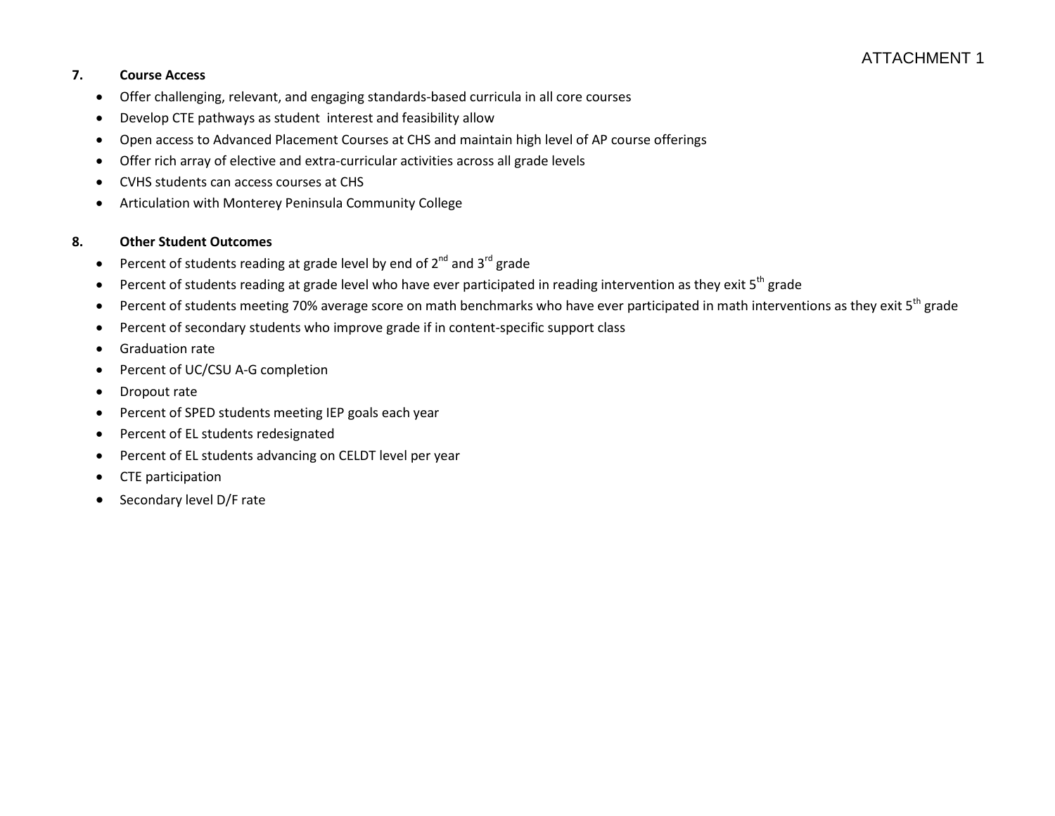ATTACHMENT 1

**7. Course Access**

- Offer challenging, relevant, and engaging standards-based curricula in all core courses
- Develop CTE pathways as student interest and feasibility allow
- Open access to Advanced Placement Courses at CHS and maintain high level of AP course offerings
- Offer rich array of elective and extra-curricular activities across all grade levels
- CVHS students can access courses at CHS
- Articulation with Monterey Peninsula Community College

**8. Other Student Outcomes**

- Percent of students reading at grade level by end of 2nd and 3rd grade
- Percent of students reading at grade level who have ever participated in reading intervention as they exit 5th grade
- Percent of students meeting 70% average score on math benchmarks who have ever participated in math interventions as they exit 5th grade
- Percent of secondary students who improve grade if in content-specific support class
- Graduation rate
- Percent of UC/CSU A-G completion
- Dropout rate
- Percent of SPED students meeting IEP goals each year
- Percent of EL students redesignated
- Percent of EL students advancing on CELDT level per year
- CTE participation
- Secondary level D/F rate